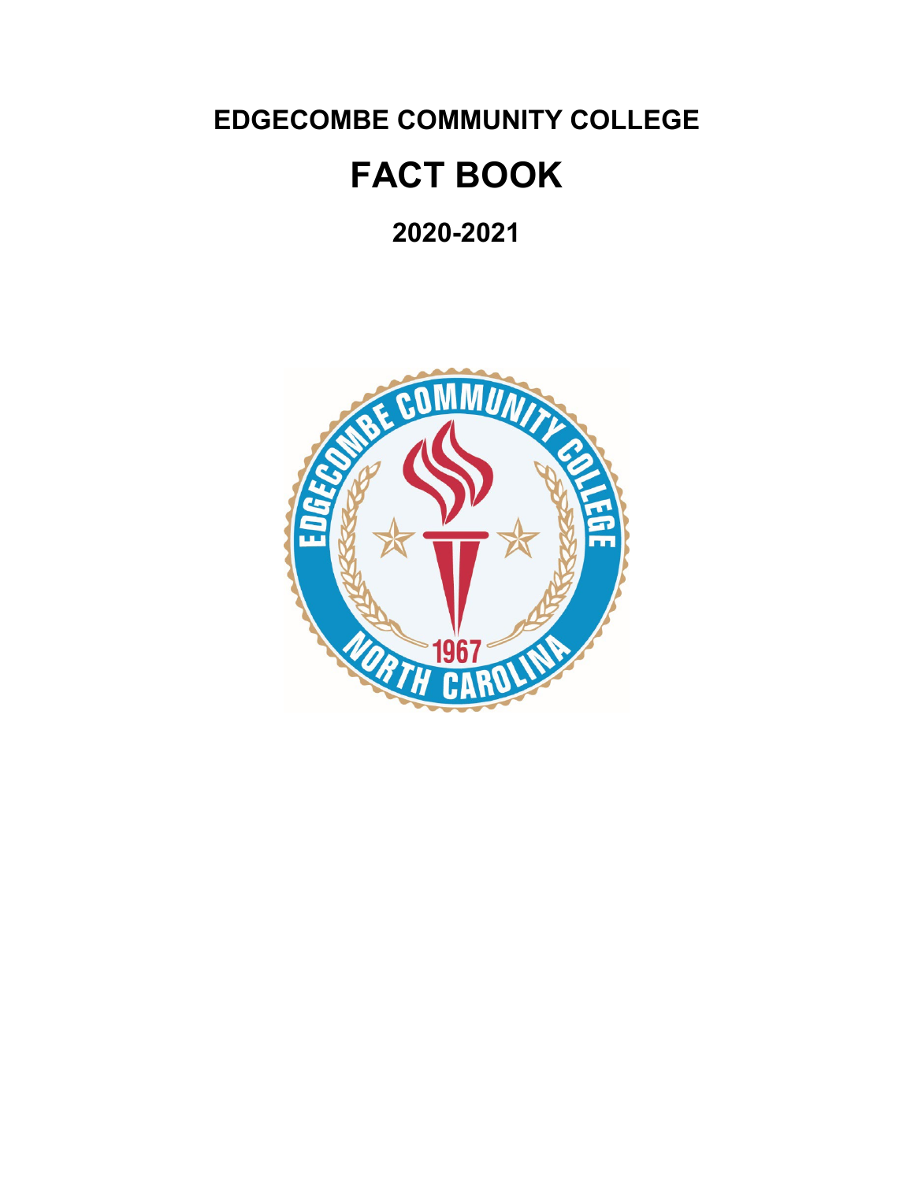# EDGECOMBE COMMUNITY COLLEGE

# FACT BOOK

## 2020-2021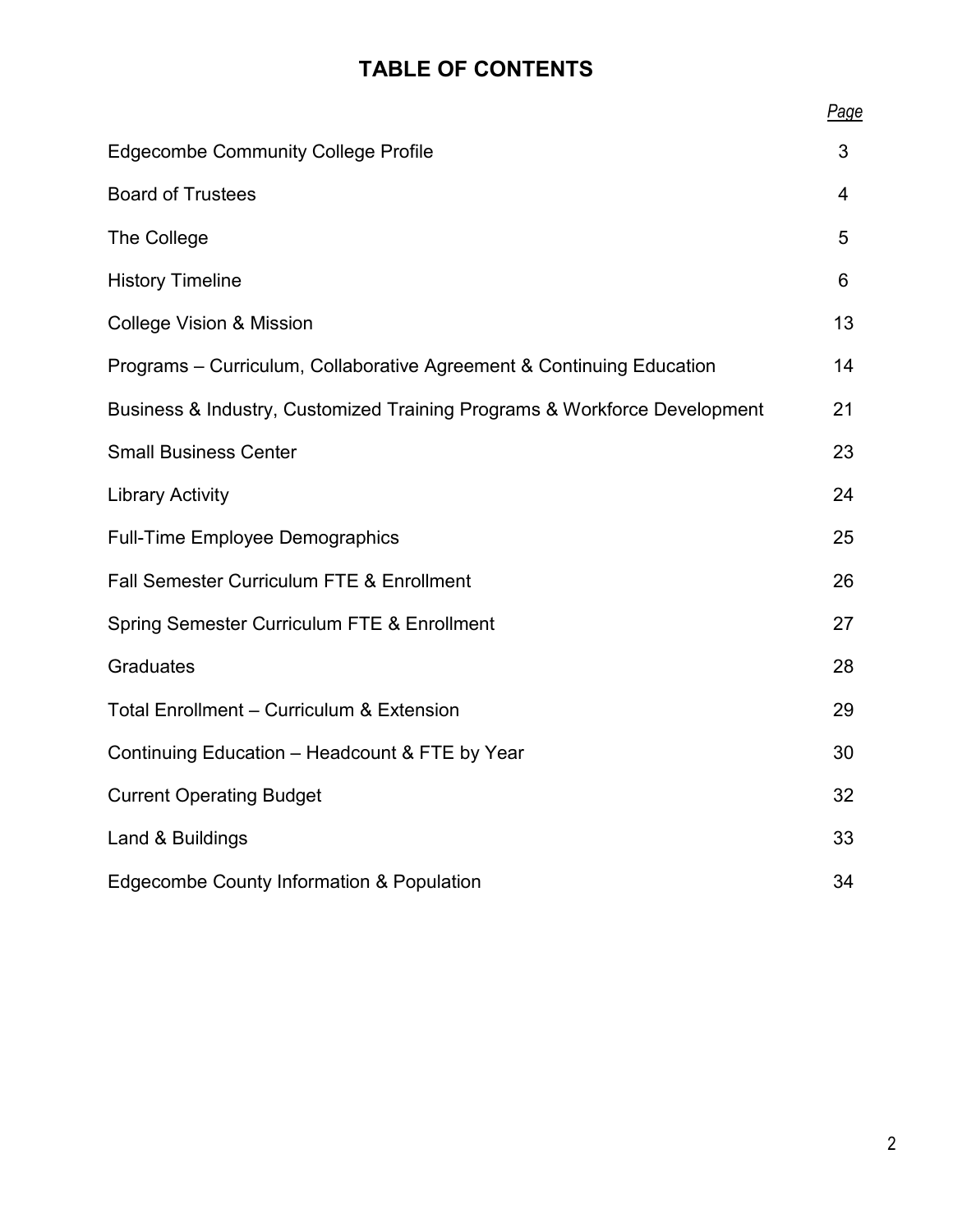# TABLE OF CONTENTS

| | *Page* |
|---|---|
| Edgecombe Community College Profile | 3 |
| Board of Trustees | 4 |
| The College | 5 |
| History Timeline | 6 |
| College Vision & Mission | 13 |
| Programs – Curriculum, Collaborative Agreement & Continuing Education | 14 |
| Business & Industry, Customized Training Programs & Workforce Development | 21 |
| Small Business Center | 23 |
| Library Activity | 24 |
| Full-Time Employee Demographics | 25 |
| Fall Semester Curriculum FTE & Enrollment | 26 |
| Spring Semester Curriculum FTE & Enrollment | 27 |
| Graduates | 28 |
| Total Enrollment – Curriculum & Extension | 29 |
| Continuing Education – Headcount & FTE by Year | 30 |
| Current Operating Budget | 32 |
| Land & Buildings | 33 |
| Edgecombe County Information & Population | 34 |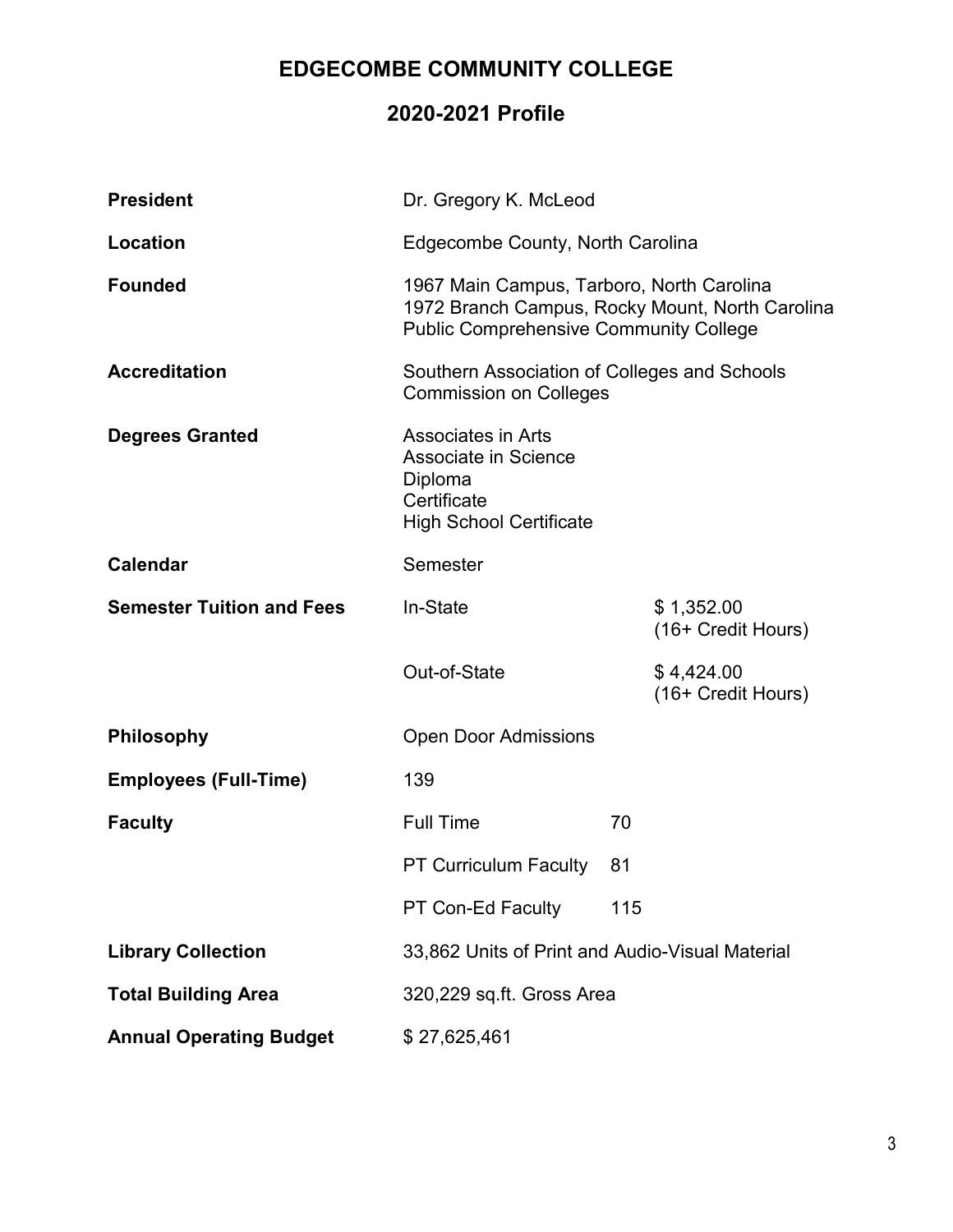# EDGECOMBE COMMUNITY COLLEGE

## 2020-2021 Profile

| | | |
|---|---|---|
| **President** | Dr. Gregory K. McLeod | |
| **Location** | Edgecombe County, North Carolina | |
| **Founded** | 1967 Main Campus, Tarboro, North Carolina<br>1972 Branch Campus, Rocky Mount, North Carolina<br>Public Comprehensive Community College | |
| **Accreditation** | Southern Association of Colleges and Schools<br>Commission on Colleges | |
| **Degrees Granted** | Associates in Arts<br>Associate in Science<br>Diploma<br>Certificate<br>High School Certificate | |
| **Calendar** | Semester | |
| **Semester Tuition and Fees** | In-State | $ 1,352.00 (16+ Credit Hours) |
| | Out-of-State | $ 4,424.00 (16+ Credit Hours) |
| **Philosophy** | Open Door Admissions | |
| **Employees (Full-Time)** | 139 | |
| **Faculty** | Full Time | 70 |
| | PT Curriculum Faculty | 81 |
| | PT Con-Ed Faculty | 115 |
| **Library Collection** | 33,862 Units of Print and Audio-Visual Material | |
| **Total Building Area** | 320,229 sq.ft. Gross Area | |
| **Annual Operating Budget** | $ 27,625,461 | |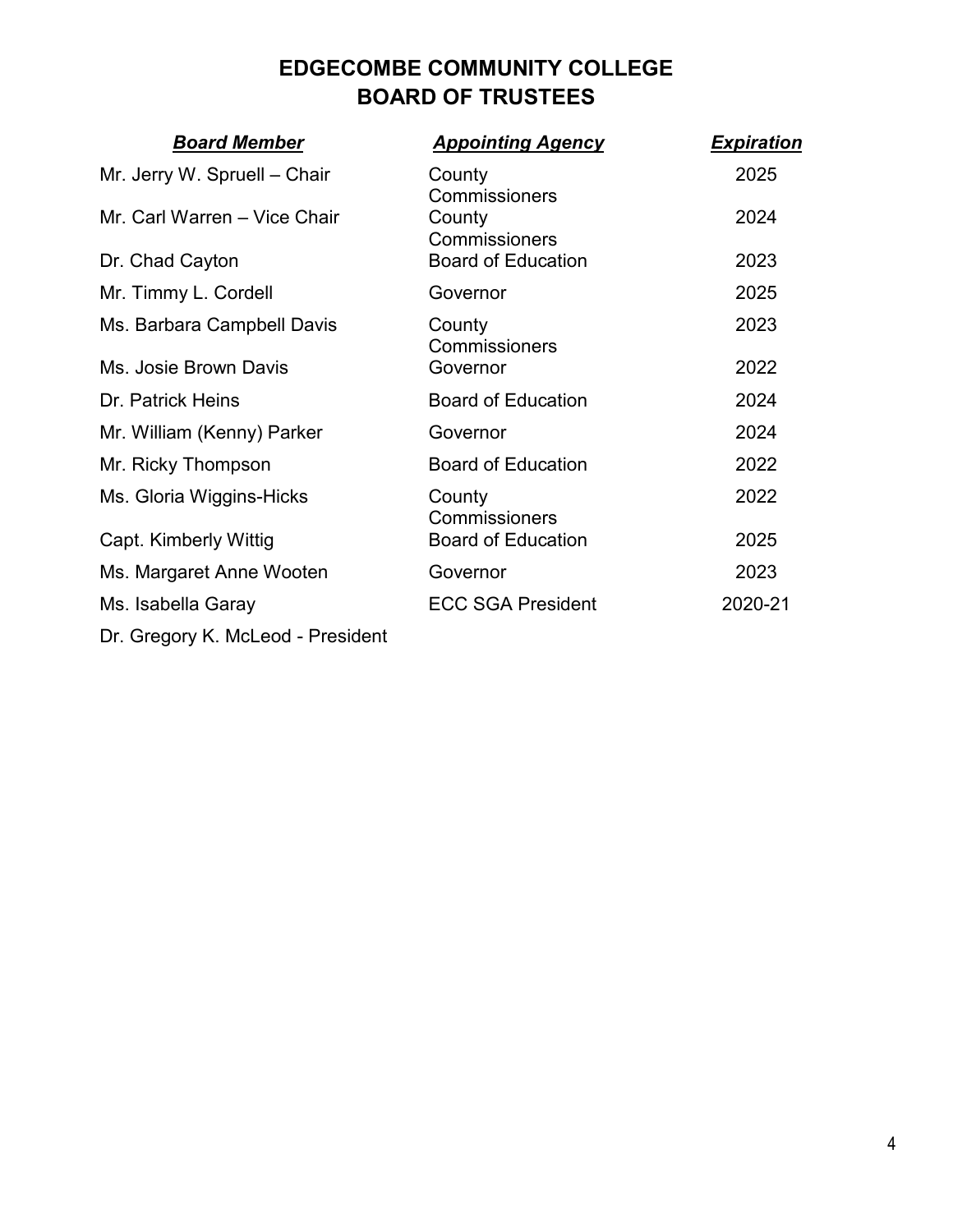# EDGECOMBE COMMUNITY COLLEGE
# BOARD OF TRUSTEES

| ***Board Member*** | ***Appointing Agency*** | ***Expiration*** |
|---|---|---|
| Mr. Jerry W. Spruell – Chair | County Commissioners | 2025 |
| Mr. Carl Warren – Vice Chair | County Commissioners | 2024 |
| Dr. Chad Cayton | Board of Education | 2023 |
| Mr. Timmy L. Cordell | Governor | 2025 |
| Ms. Barbara Campbell Davis | County Commissioners | 2023 |
| Ms. Josie Brown Davis | Governor | 2022 |
| Dr. Patrick Heins | Board of Education | 2024 |
| Mr. William (Kenny) Parker | Governor | 2024 |
| Mr. Ricky Thompson | Board of Education | 2022 |
| Ms. Gloria Wiggins-Hicks | County Commissioners | 2022 |
| Capt. Kimberly Wittig | Board of Education | 2025 |
| Ms. Margaret Anne Wooten | Governor | 2023 |
| Ms. Isabella Garay | ECC SGA President | 2020-21 |
| Dr. Gregory K. McLeod - President | | |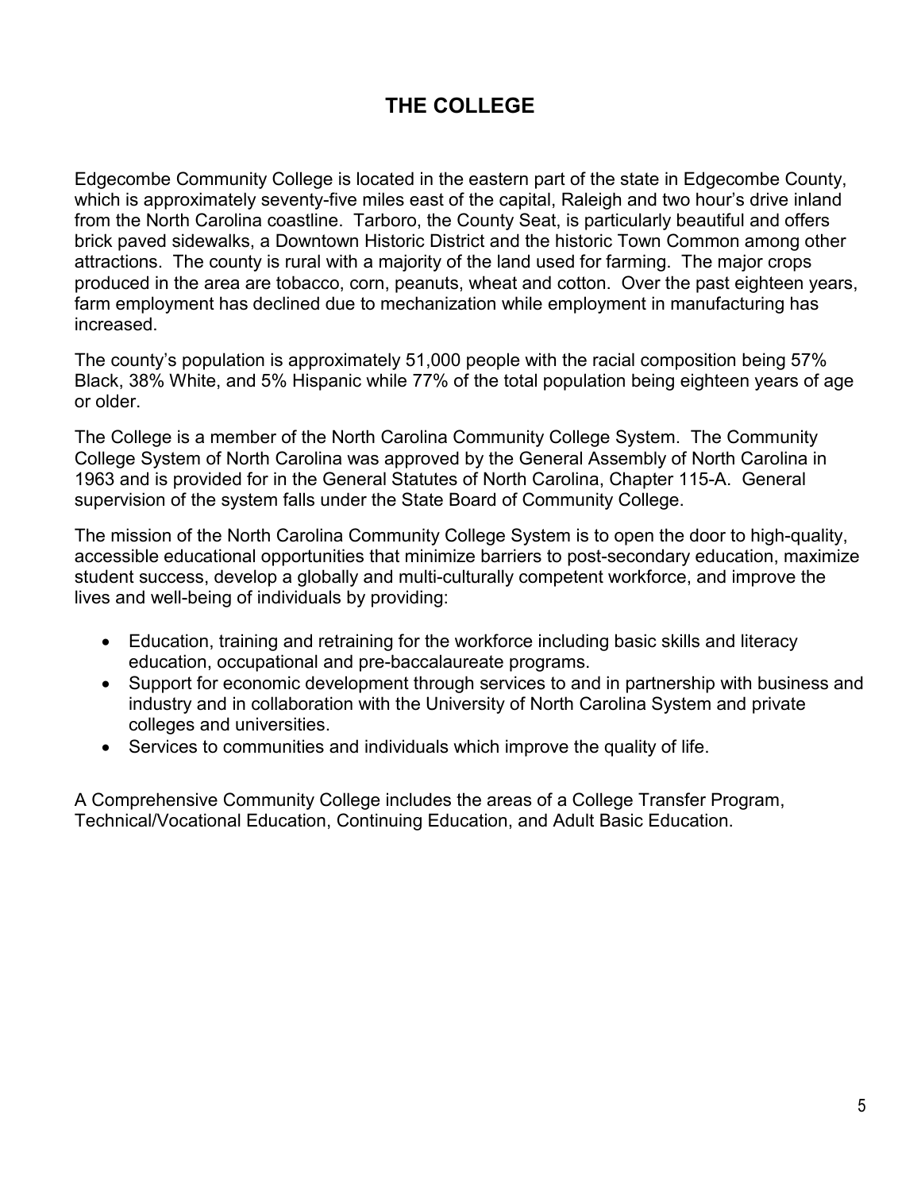# THE COLLEGE

Edgecombe Community College is located in the eastern part of the state in Edgecombe County, which is approximately seventy-five miles east of the capital, Raleigh and two hour's drive inland from the North Carolina coastline. Tarboro, the County Seat, is particularly beautiful and offers brick paved sidewalks, a Downtown Historic District and the historic Town Common among other attractions. The county is rural with a majority of the land used for farming. The major crops produced in the area are tobacco, corn, peanuts, wheat and cotton. Over the past eighteen years, farm employment has declined due to mechanization while employment in manufacturing has increased.

The county's population is approximately 51,000 people with the racial composition being 57% Black, 38% White, and 5% Hispanic while 77% of the total population being eighteen years of age or older.

The College is a member of the North Carolina Community College System. The Community College System of North Carolina was approved by the General Assembly of North Carolina in 1963 and is provided for in the General Statutes of North Carolina, Chapter 115-A. General supervision of the system falls under the State Board of Community College.

The mission of the North Carolina Community College System is to open the door to high-quality, accessible educational opportunities that minimize barriers to post-secondary education, maximize student success, develop a globally and multi-culturally competent workforce, and improve the lives and well-being of individuals by providing:

- Education, training and retraining for the workforce including basic skills and literacy education, occupational and pre-baccalaureate programs.
- Support for economic development through services to and in partnership with business and industry and in collaboration with the University of North Carolina System and private colleges and universities.
- Services to communities and individuals which improve the quality of life.

A Comprehensive Community College includes the areas of a College Transfer Program, Technical/Vocational Education, Continuing Education, and Adult Basic Education.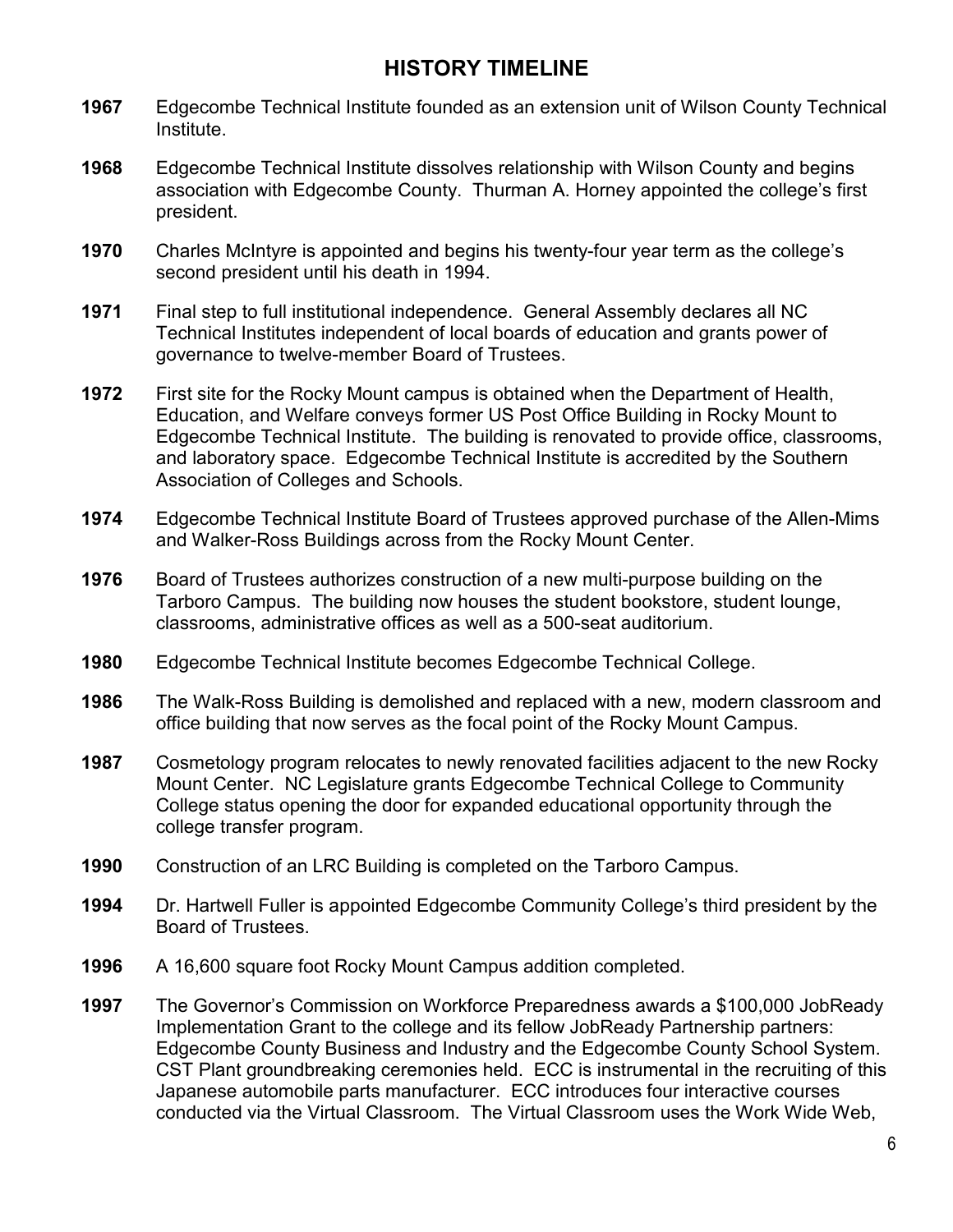## HISTORY TIMELINE

**1967** Edgecombe Technical Institute founded as an extension unit of Wilson County Technical Institute.

**1968** Edgecombe Technical Institute dissolves relationship with Wilson County and begins association with Edgecombe County. Thurman A. Horney appointed the college's first president.

**1970** Charles McIntyre is appointed and begins his twenty-four year term as the college's second president until his death in 1994.

**1971** Final step to full institutional independence. General Assembly declares all NC Technical Institutes independent of local boards of education and grants power of governance to twelve-member Board of Trustees.

**1972** First site for the Rocky Mount campus is obtained when the Department of Health, Education, and Welfare conveys former US Post Office Building in Rocky Mount to Edgecombe Technical Institute. The building is renovated to provide office, classrooms, and laboratory space. Edgecombe Technical Institute is accredited by the Southern Association of Colleges and Schools.

**1974** Edgecombe Technical Institute Board of Trustees approved purchase of the Allen-Mims and Walker-Ross Buildings across from the Rocky Mount Center.

**1976** Board of Trustees authorizes construction of a new multi-purpose building on the Tarboro Campus. The building now houses the student bookstore, student lounge, classrooms, administrative offices as well as a 500-seat auditorium.

**1980** Edgecombe Technical Institute becomes Edgecombe Technical College.

**1986** The Walk-Ross Building is demolished and replaced with a new, modern classroom and office building that now serves as the focal point of the Rocky Mount Campus.

**1987** Cosmetology program relocates to newly renovated facilities adjacent to the new Rocky Mount Center. NC Legislature grants Edgecombe Technical College to Community College status opening the door for expanded educational opportunity through the college transfer program.

**1990** Construction of an LRC Building is completed on the Tarboro Campus.

**1994** Dr. Hartwell Fuller is appointed Edgecombe Community College's third president by the Board of Trustees.

**1996** A 16,600 square foot Rocky Mount Campus addition completed.

**1997** The Governor's Commission on Workforce Preparedness awards a $100,000 JobReady Implementation Grant to the college and its fellow JobReady Partnership partners: Edgecombe County Business and Industry and the Edgecombe County School System. CST Plant groundbreaking ceremonies held. ECC is instrumental in the recruiting of this Japanese automobile parts manufacturer. ECC introduces four interactive courses conducted via the Virtual Classroom. The Virtual Classroom uses the Work Wide Web,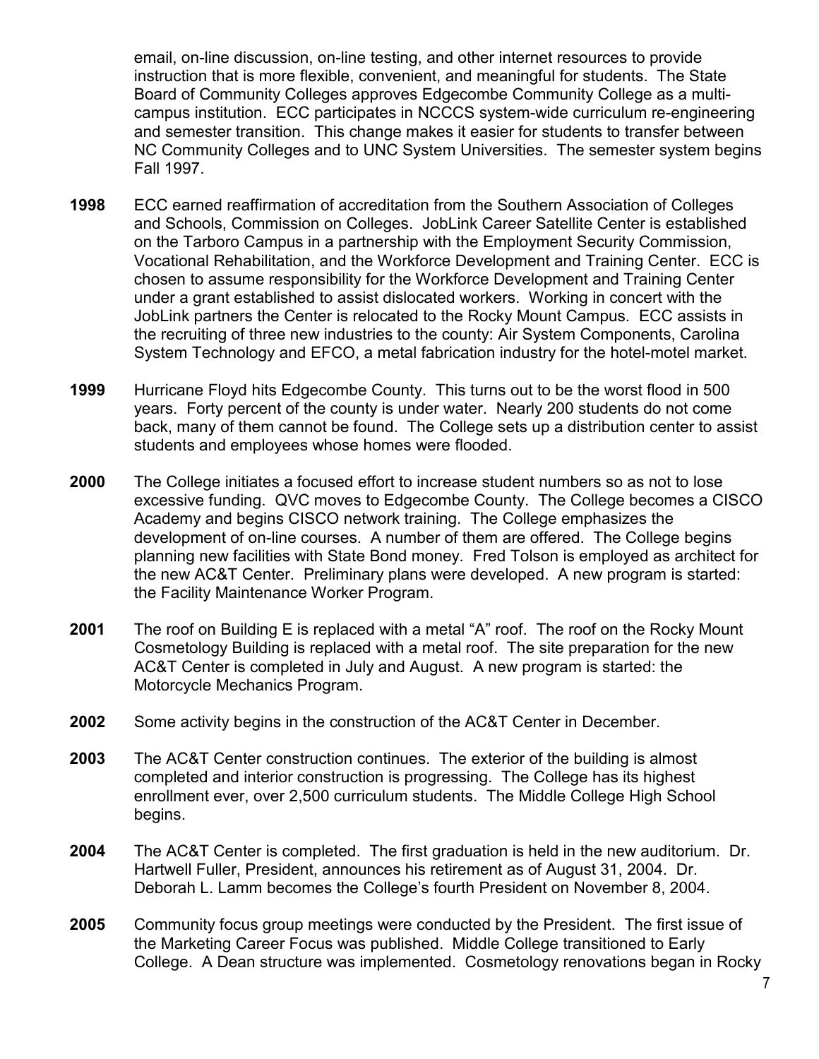email, on-line discussion, on-line testing, and other internet resources to provide instruction that is more flexible, convenient, and meaningful for students. The State Board of Community Colleges approves Edgecombe Community College as a multi-campus institution. ECC participates in NCCCS system-wide curriculum re-engineering and semester transition. This change makes it easier for students to transfer between NC Community Colleges and to UNC System Universities. The semester system begins Fall 1997.

**1998** ECC earned reaffirmation of accreditation from the Southern Association of Colleges and Schools, Commission on Colleges. JobLink Career Satellite Center is established on the Tarboro Campus in a partnership with the Employment Security Commission, Vocational Rehabilitation, and the Workforce Development and Training Center. ECC is chosen to assume responsibility for the Workforce Development and Training Center under a grant established to assist dislocated workers. Working in concert with the JobLink partners the Center is relocated to the Rocky Mount Campus. ECC assists in the recruiting of three new industries to the county: Air System Components, Carolina System Technology and EFCO, a metal fabrication industry for the hotel-motel market.

**1999** Hurricane Floyd hits Edgecombe County. This turns out to be the worst flood in 500 years. Forty percent of the county is under water. Nearly 200 students do not come back, many of them cannot be found. The College sets up a distribution center to assist students and employees whose homes were flooded.

**2000** The College initiates a focused effort to increase student numbers so as not to lose excessive funding. QVC moves to Edgecombe County. The College becomes a CISCO Academy and begins CISCO network training. The College emphasizes the development of on-line courses. A number of them are offered. The College begins planning new facilities with State Bond money. Fred Tolson is employed as architect for the new AC&T Center. Preliminary plans were developed. A new program is started: the Facility Maintenance Worker Program.

**2001** The roof on Building E is replaced with a metal "A" roof. The roof on the Rocky Mount Cosmetology Building is replaced with a metal roof. The site preparation for the new AC&T Center is completed in July and August. A new program is started: the Motorcycle Mechanics Program.

**2002** Some activity begins in the construction of the AC&T Center in December.

**2003** The AC&T Center construction continues. The exterior of the building is almost completed and interior construction is progressing. The College has its highest enrollment ever, over 2,500 curriculum students. The Middle College High School begins.

**2004** The AC&T Center is completed. The first graduation is held in the new auditorium. Dr. Hartwell Fuller, President, announces his retirement as of August 31, 2004. Dr. Deborah L. Lamm becomes the College's fourth President on November 8, 2004.

**2005** Community focus group meetings were conducted by the President. The first issue of the Marketing Career Focus was published. Middle College transitioned to Early College. A Dean structure was implemented. Cosmetology renovations began in Rocky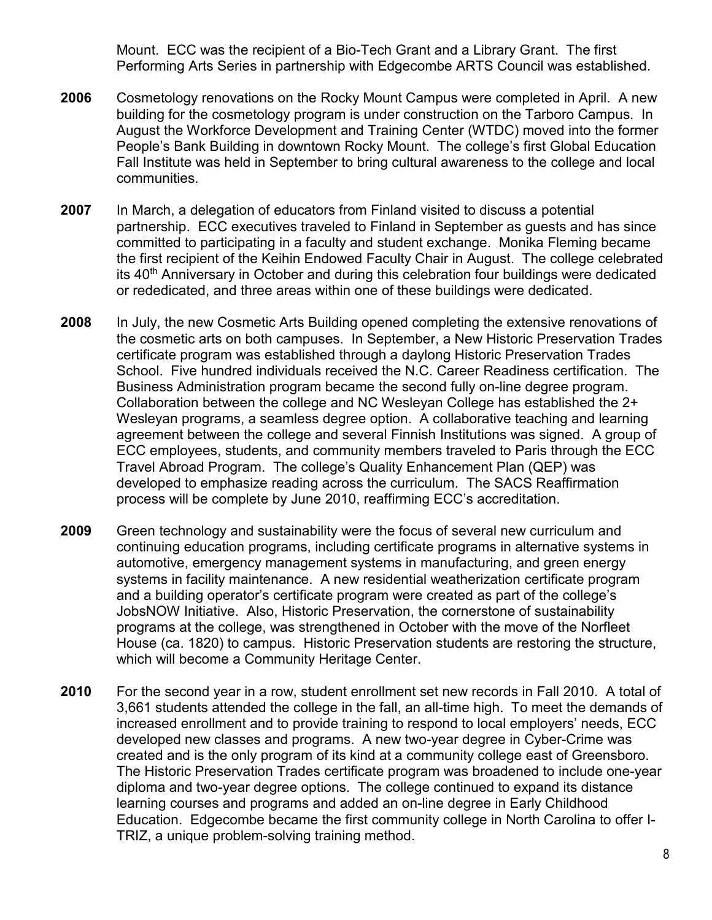Mount. ECC was the recipient of a Bio-Tech Grant and a Library Grant. The first Performing Arts Series in partnership with Edgecombe ARTS Council was established.

**2006** Cosmetology renovations on the Rocky Mount Campus were completed in April. A new building for the cosmetology program is under construction on the Tarboro Campus. In August the Workforce Development and Training Center (WTDC) moved into the former People's Bank Building in downtown Rocky Mount. The college's first Global Education Fall Institute was held in September to bring cultural awareness to the college and local communities.

**2007** In March, a delegation of educators from Finland visited to discuss a potential partnership. ECC executives traveled to Finland in September as guests and has since committed to participating in a faculty and student exchange. Monika Fleming became the first recipient of the Keihin Endowed Faculty Chair in August. The college celebrated its 40th Anniversary in October and during this celebration four buildings were dedicated or rededicated, and three areas within one of these buildings were dedicated.

**2008** In July, the new Cosmetic Arts Building opened completing the extensive renovations of the cosmetic arts on both campuses. In September, a New Historic Preservation Trades certificate program was established through a daylong Historic Preservation Trades School. Five hundred individuals received the N.C. Career Readiness certification. The Business Administration program became the second fully on-line degree program. Collaboration between the college and NC Wesleyan College has established the 2+ Wesleyan programs, a seamless degree option. A collaborative teaching and learning agreement between the college and several Finnish Institutions was signed. A group of ECC employees, students, and community members traveled to Paris through the ECC Travel Abroad Program. The college's Quality Enhancement Plan (QEP) was developed to emphasize reading across the curriculum. The SACS Reaffirmation process will be complete by June 2010, reaffirming ECC's accreditation.

**2009** Green technology and sustainability were the focus of several new curriculum and continuing education programs, including certificate programs in alternative systems in automotive, emergency management systems in manufacturing, and green energy systems in facility maintenance. A new residential weatherization certificate program and a building operator's certificate program were created as part of the college's JobsNOW Initiative. Also, Historic Preservation, the cornerstone of sustainability programs at the college, was strengthened in October with the move of the Norfleet House (ca. 1820) to campus. Historic Preservation students are restoring the structure, which will become a Community Heritage Center.

**2010** For the second year in a row, student enrollment set new records in Fall 2010. A total of 3,661 students attended the college in the fall, an all-time high. To meet the demands of increased enrollment and to provide training to respond to local employers' needs, ECC developed new classes and programs. A new two-year degree in Cyber-Crime was created and is the only program of its kind at a community college east of Greensboro. The Historic Preservation Trades certificate program was broadened to include one-year diploma and two-year degree options. The college continued to expand its distance learning courses and programs and added an on-line degree in Early Childhood Education. Edgecombe became the first community college in North Carolina to offer I-TRIZ, a unique problem-solving training method.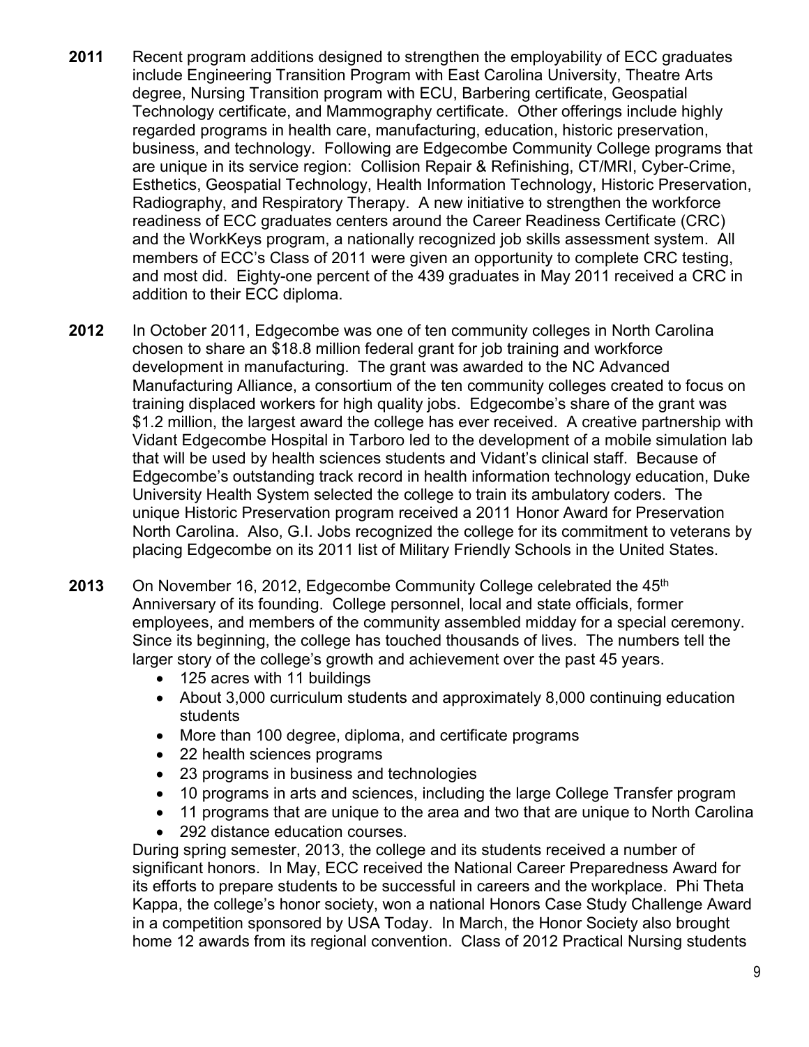**2011** Recent program additions designed to strengthen the employability of ECC graduates include Engineering Transition Program with East Carolina University, Theatre Arts degree, Nursing Transition program with ECU, Barbering certificate, Geospatial Technology certificate, and Mammography certificate. Other offerings include highly regarded programs in health care, manufacturing, education, historic preservation, business, and technology. Following are Edgecombe Community College programs that are unique in its service region: Collision Repair & Refinishing, CT/MRI, Cyber-Crime, Esthetics, Geospatial Technology, Health Information Technology, Historic Preservation, Radiography, and Respiratory Therapy. A new initiative to strengthen the workforce readiness of ECC graduates centers around the Career Readiness Certificate (CRC) and the WorkKeys program, a nationally recognized job skills assessment system. All members of ECC's Class of 2011 were given an opportunity to complete CRC testing, and most did. Eighty-one percent of the 439 graduates in May 2011 received a CRC in addition to their ECC diploma.

**2012** In October 2011, Edgecombe was one of ten community colleges in North Carolina chosen to share an $18.8 million federal grant for job training and workforce development in manufacturing. The grant was awarded to the NC Advanced Manufacturing Alliance, a consortium of the ten community colleges created to focus on training displaced workers for high quality jobs. Edgecombe's share of the grant was $1.2 million, the largest award the college has ever received. A creative partnership with Vidant Edgecombe Hospital in Tarboro led to the development of a mobile simulation lab that will be used by health sciences students and Vidant's clinical staff. Because of Edgecombe's outstanding track record in health information technology education, Duke University Health System selected the college to train its ambulatory coders. The unique Historic Preservation program received a 2011 Honor Award for Preservation North Carolina. Also, G.I. Jobs recognized the college for its commitment to veterans by placing Edgecombe on its 2011 list of Military Friendly Schools in the United States.

**2013** On November 16, 2012, Edgecombe Community College celebrated the 45th Anniversary of its founding. College personnel, local and state officials, former employees, and members of the community assembled midday for a special ceremony. Since its beginning, the college has touched thousands of lives. The numbers tell the larger story of the college's growth and achievement over the past 45 years.

- 125 acres with 11 buildings
- About 3,000 curriculum students and approximately 8,000 continuing education students
- More than 100 degree, diploma, and certificate programs
- 22 health sciences programs
- 23 programs in business and technologies
- 10 programs in arts and sciences, including the large College Transfer program
- 11 programs that are unique to the area and two that are unique to North Carolina
- 292 distance education courses.

During spring semester, 2013, the college and its students received a number of significant honors. In May, ECC received the National Career Preparedness Award for its efforts to prepare students to be successful in careers and the workplace. Phi Theta Kappa, the college's honor society, won a national Honors Case Study Challenge Award in a competition sponsored by USA Today. In March, the Honor Society also brought home 12 awards from its regional convention. Class of 2012 Practical Nursing students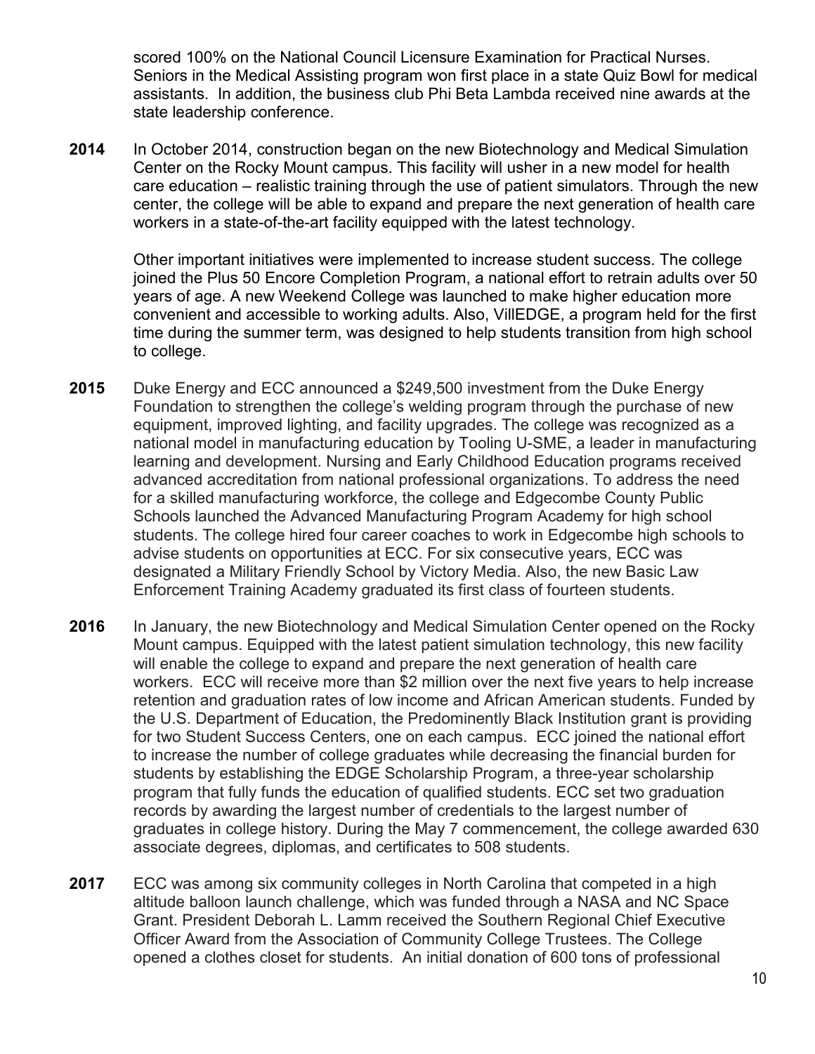scored 100% on the National Council Licensure Examination for Practical Nurses. Seniors in the Medical Assisting program won first place in a state Quiz Bowl for medical assistants. In addition, the business club Phi Beta Lambda received nine awards at the state leadership conference.

**2014** In October 2014, construction began on the new Biotechnology and Medical Simulation Center on the Rocky Mount campus. This facility will usher in a new model for health care education – realistic training through the use of patient simulators. Through the new center, the college will be able to expand and prepare the next generation of health care workers in a state-of-the-art facility equipped with the latest technology.

Other important initiatives were implemented to increase student success. The college joined the Plus 50 Encore Completion Program, a national effort to retrain adults over 50 years of age. A new Weekend College was launched to make higher education more convenient and accessible to working adults. Also, VillEDGE, a program held for the first time during the summer term, was designed to help students transition from high school to college.

**2015** Duke Energy and ECC announced a $249,500 investment from the Duke Energy Foundation to strengthen the college's welding program through the purchase of new equipment, improved lighting, and facility upgrades. The college was recognized as a national model in manufacturing education by Tooling U-SME, a leader in manufacturing learning and development. Nursing and Early Childhood Education programs received advanced accreditation from national professional organizations. To address the need for a skilled manufacturing workforce, the college and Edgecombe County Public Schools launched the Advanced Manufacturing Program Academy for high school students. The college hired four career coaches to work in Edgecombe high schools to advise students on opportunities at ECC. For six consecutive years, ECC was designated a Military Friendly School by Victory Media. Also, the new Basic Law Enforcement Training Academy graduated its first class of fourteen students.

**2016** In January, the new Biotechnology and Medical Simulation Center opened on the Rocky Mount campus. Equipped with the latest patient simulation technology, this new facility will enable the college to expand and prepare the next generation of health care workers. ECC will receive more than $2 million over the next five years to help increase retention and graduation rates of low income and African American students. Funded by the U.S. Department of Education, the Predominently Black Institution grant is providing for two Student Success Centers, one on each campus. ECC joined the national effort to increase the number of college graduates while decreasing the financial burden for students by establishing the EDGE Scholarship Program, a three-year scholarship program that fully funds the education of qualified students. ECC set two graduation records by awarding the largest number of credentials to the largest number of graduates in college history. During the May 7 commencement, the college awarded 630 associate degrees, diplomas, and certificates to 508 students.

**2017** ECC was among six community colleges in North Carolina that competed in a high altitude balloon launch challenge, which was funded through a NASA and NC Space Grant. President Deborah L. Lamm received the Southern Regional Chief Executive Officer Award from the Association of Community College Trustees. The College opened a clothes closet for students. An initial donation of 600 tons of professional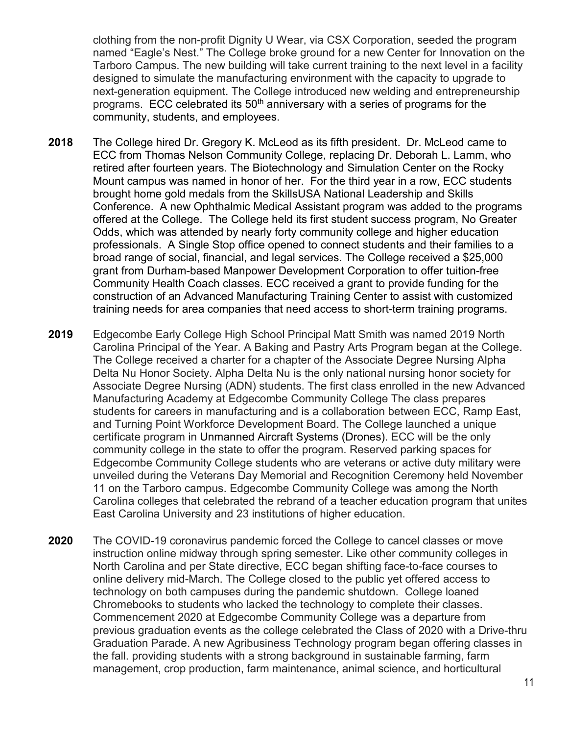clothing from the non-profit Dignity U Wear, via CSX Corporation, seeded the program named "Eagle's Nest." The College broke ground for a new Center for Innovation on the Tarboro Campus. The new building will take current training to the next level in a facility designed to simulate the manufacturing environment with the capacity to upgrade to next-generation equipment. The College introduced new welding and entrepreneurship programs. ECC celebrated its 50th anniversary with a series of programs for the community, students, and employees.

**2018** The College hired Dr. Gregory K. McLeod as its fifth president. Dr. McLeod came to ECC from Thomas Nelson Community College, replacing Dr. Deborah L. Lamm, who retired after fourteen years. The Biotechnology and Simulation Center on the Rocky Mount campus was named in honor of her. For the third year in a row, ECC students brought home gold medals from the SkillsUSA National Leadership and Skills Conference. A new Ophthalmic Medical Assistant program was added to the programs offered at the College. The College held its first student success program, No Greater Odds, which was attended by nearly forty community college and higher education professionals. A Single Stop office opened to connect students and their families to a broad range of social, financial, and legal services. The College received a $25,000 grant from Durham-based Manpower Development Corporation to offer tuition-free Community Health Coach classes. ECC received a grant to provide funding for the construction of an Advanced Manufacturing Training Center to assist with customized training needs for area companies that need access to short-term training programs.

**2019** Edgecombe Early College High School Principal Matt Smith was named 2019 North Carolina Principal of the Year. A Baking and Pastry Arts Program began at the College. The College received a charter for a chapter of the Associate Degree Nursing Alpha Delta Nu Honor Society. Alpha Delta Nu is the only national nursing honor society for Associate Degree Nursing (ADN) students. The first class enrolled in the new Advanced Manufacturing Academy at Edgecombe Community College The class prepares students for careers in manufacturing and is a collaboration between ECC, Ramp East, and Turning Point Workforce Development Board. The College launched a unique certificate program in Unmanned Aircraft Systems (Drones). ECC will be the only community college in the state to offer the program. Reserved parking spaces for Edgecombe Community College students who are veterans or active duty military were unveiled during the Veterans Day Memorial and Recognition Ceremony held November 11 on the Tarboro campus. Edgecombe Community College was among the North Carolina colleges that celebrated the rebrand of a teacher education program that unites East Carolina University and 23 institutions of higher education.

**2020** The COVID-19 coronavirus pandemic forced the College to cancel classes or move instruction online midway through spring semester. Like other community colleges in North Carolina and per State directive, ECC began shifting face-to-face courses to online delivery mid-March. The College closed to the public yet offered access to technology on both campuses during the pandemic shutdown. College loaned Chromebooks to students who lacked the technology to complete their classes. Commencement 2020 at Edgecombe Community College was a departure from previous graduation events as the college celebrated the Class of 2020 with a Drive-thru Graduation Parade. A new Agribusiness Technology program began offering classes in the fall. providing students with a strong background in sustainable farming, farm management, crop production, farm maintenance, animal science, and horticultural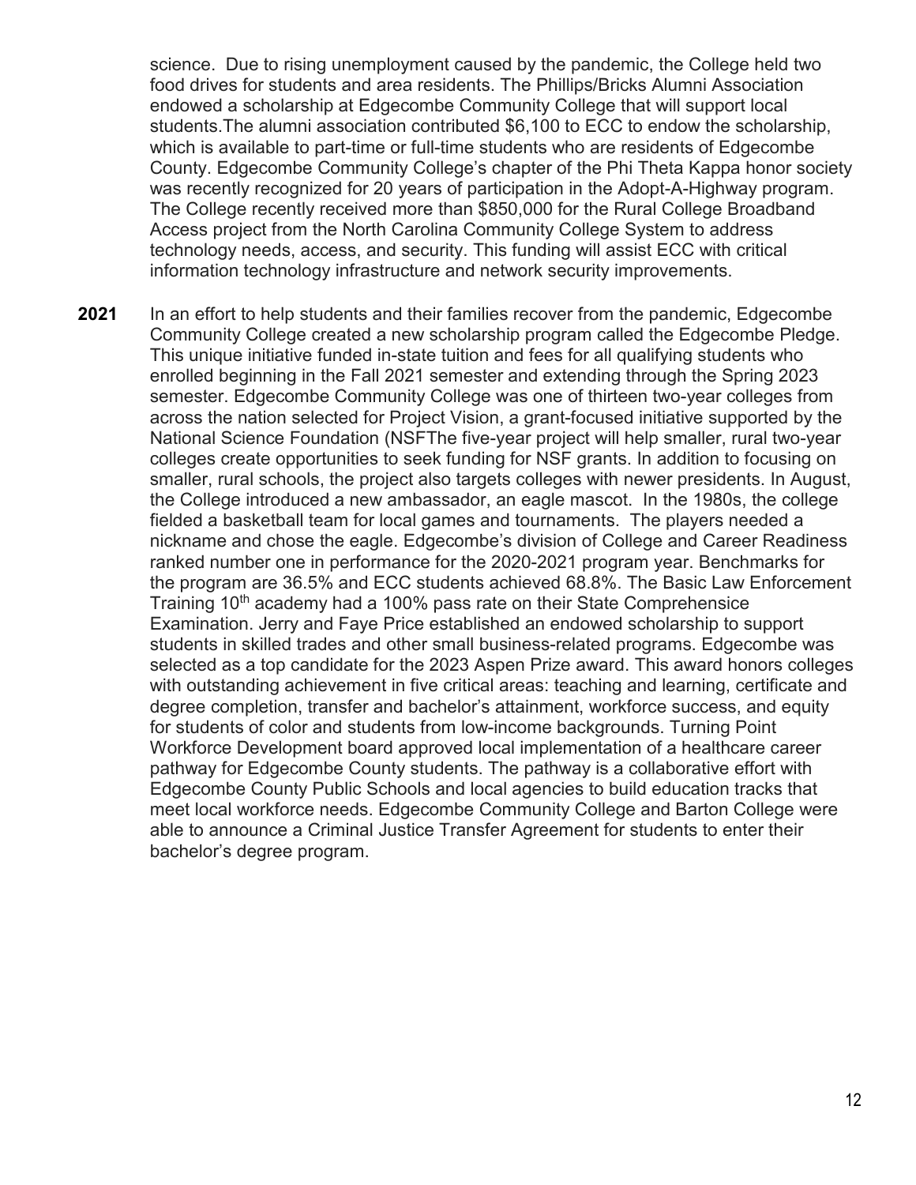science. Due to rising unemployment caused by the pandemic, the College held two food drives for students and area residents. The Phillips/Bricks Alumni Association endowed a scholarship at Edgecombe Community College that will support local students.The alumni association contributed $6,100 to ECC to endow the scholarship, which is available to part-time or full-time students who are residents of Edgecombe County. Edgecombe Community College's chapter of the Phi Theta Kappa honor society was recently recognized for 20 years of participation in the Adopt-A-Highway program. The College recently received more than $850,000 for the Rural College Broadband Access project from the North Carolina Community College System to address technology needs, access, and security. This funding will assist ECC with critical information technology infrastructure and network security improvements.

**2021** In an effort to help students and their families recover from the pandemic, Edgecombe Community College created a new scholarship program called the Edgecombe Pledge. This unique initiative funded in-state tuition and fees for all qualifying students who enrolled beginning in the Fall 2021 semester and extending through the Spring 2023 semester. Edgecombe Community College was one of thirteen two-year colleges from across the nation selected for Project Vision, a grant-focused initiative supported by the National Science Foundation (NSFThe five-year project will help smaller, rural two-year colleges create opportunities to seek funding for NSF grants. In addition to focusing on smaller, rural schools, the project also targets colleges with newer presidents. In August, the College introduced a new ambassador, an eagle mascot. In the 1980s, the college fielded a basketball team for local games and tournaments. The players needed a nickname and chose the eagle. Edgecombe's division of College and Career Readiness ranked number one in performance for the 2020-2021 program year. Benchmarks for the program are 36.5% and ECC students achieved 68.8%. The Basic Law Enforcement Training 10th academy had a 100% pass rate on their State Comprehensice Examination. Jerry and Faye Price established an endowed scholarship to support students in skilled trades and other small business-related programs. Edgecombe was selected as a top candidate for the 2023 Aspen Prize award. This award honors colleges with outstanding achievement in five critical areas: teaching and learning, certificate and degree completion, transfer and bachelor's attainment, workforce success, and equity for students of color and students from low-income backgrounds. Turning Point Workforce Development board approved local implementation of a healthcare career pathway for Edgecombe County students. The pathway is a collaborative effort with Edgecombe County Public Schools and local agencies to build education tracks that meet local workforce needs. Edgecombe Community College and Barton College were able to announce a Criminal Justice Transfer Agreement for students to enter their bachelor's degree program.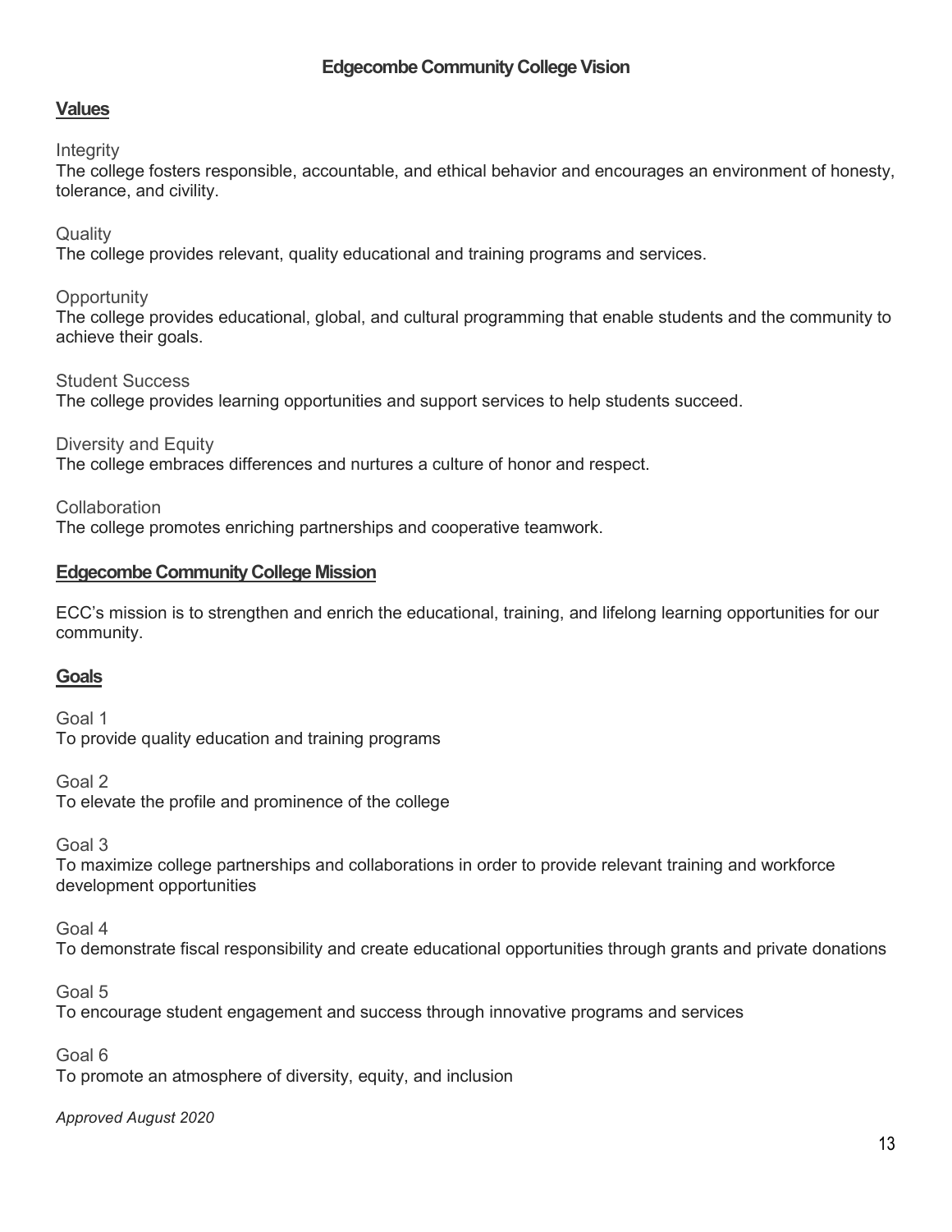# Edgecombe Community College Vision

## Values

Integrity

The college fosters responsible, accountable, and ethical behavior and encourages an environment of honesty, tolerance, and civility.

Quality

The college provides relevant, quality educational and training programs and services.

Opportunity

The college provides educational, global, and cultural programming that enable students and the community to achieve their goals.

Student Success

The college provides learning opportunities and support services to help students succeed.

Diversity and Equity

The college embraces differences and nurtures a culture of honor and respect.

Collaboration

The college promotes enriching partnerships and cooperative teamwork.

## Edgecombe Community College Mission

ECC's mission is to strengthen and enrich the educational, training, and lifelong learning opportunities for our community.

## Goals

Goal 1

To provide quality education and training programs

Goal 2

To elevate the profile and prominence of the college

Goal 3

To maximize college partnerships and collaborations in order to provide relevant training and workforce development opportunities

Goal 4

To demonstrate fiscal responsibility and create educational opportunities through grants and private donations

Goal 5

To encourage student engagement and success through innovative programs and services

Goal 6

To promote an atmosphere of diversity, equity, and inclusion

*Approved August 2020*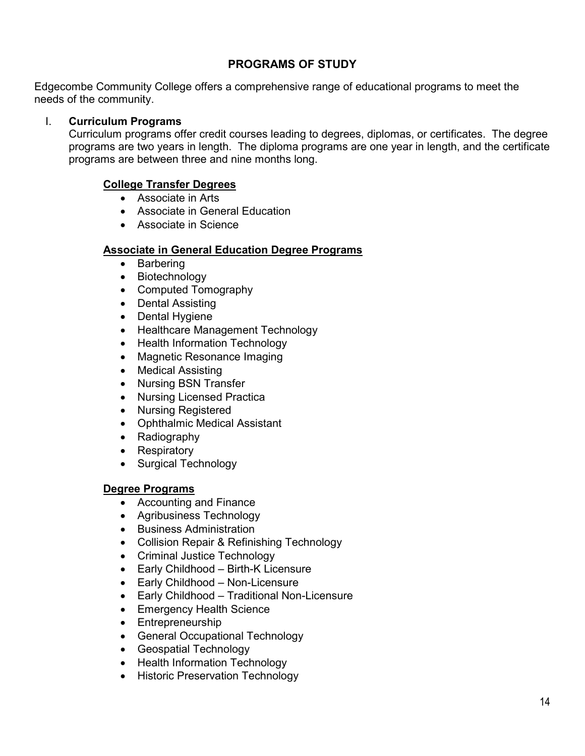## PROGRAMS OF STUDY

Edgecombe Community College offers a comprehensive range of educational programs to meet the needs of the community.

I. **Curriculum Programs**

Curriculum programs offer credit courses leading to degrees, diplomas, or certificates. The degree programs are two years in length. The diploma programs are one year in length, and the certificate programs are between three and nine months long.

**College Transfer Degrees**

- Associate in Arts
- Associate in General Education
- Associate in Science

**Associate in General Education Degree Programs**

- Barbering
- Biotechnology
- Computed Tomography
- Dental Assisting
- Dental Hygiene
- Healthcare Management Technology
- Health Information Technology
- Magnetic Resonance Imaging
- Medical Assisting
- Nursing BSN Transfer
- Nursing Licensed Practica
- Nursing Registered
- Ophthalmic Medical Assistant
- Radiography
- Respiratory
- Surgical Technology

**Degree Programs**

- Accounting and Finance
- Agribusiness Technology
- Business Administration
- Collision Repair & Refinishing Technology
- Criminal Justice Technology
- Early Childhood – Birth-K Licensure
- Early Childhood – Non-Licensure
- Early Childhood – Traditional Non-Licensure
- Emergency Health Science
- Entrepreneurship
- General Occupational Technology
- Geospatial Technology
- Health Information Technology
- Historic Preservation Technology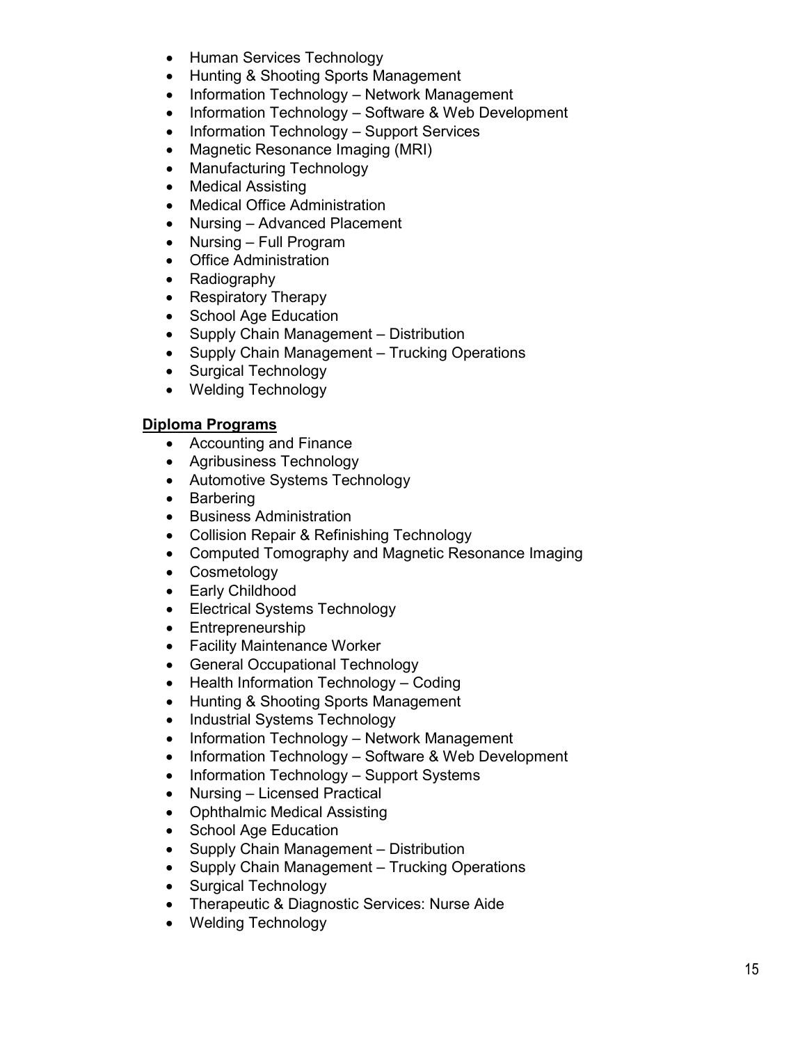- Human Services Technology
- Hunting & Shooting Sports Management
- Information Technology – Network Management
- Information Technology – Software & Web Development
- Information Technology – Support Services
- Magnetic Resonance Imaging (MRI)
- Manufacturing Technology
- Medical Assisting
- Medical Office Administration
- Nursing – Advanced Placement
- Nursing – Full Program
- Office Administration
- Radiography
- Respiratory Therapy
- School Age Education
- Supply Chain Management – Distribution
- Supply Chain Management – Trucking Operations
- Surgical Technology
- Welding Technology

**<u>Diploma Programs</u>**

- Accounting and Finance
- Agribusiness Technology
- Automotive Systems Technology
- Barbering
- Business Administration
- Collision Repair & Refinishing Technology
- Computed Tomography and Magnetic Resonance Imaging
- Cosmetology
- Early Childhood
- Electrical Systems Technology
- Entrepreneurship
- Facility Maintenance Worker
- General Occupational Technology
- Health Information Technology – Coding
- Hunting & Shooting Sports Management
- Industrial Systems Technology
- Information Technology – Network Management
- Information Technology – Software & Web Development
- Information Technology – Support Systems
- Nursing – Licensed Practical
- Ophthalmic Medical Assisting
- School Age Education
- Supply Chain Management – Distribution
- Supply Chain Management – Trucking Operations
- Surgical Technology
- Therapeutic & Diagnostic Services: Nurse Aide
- Welding Technology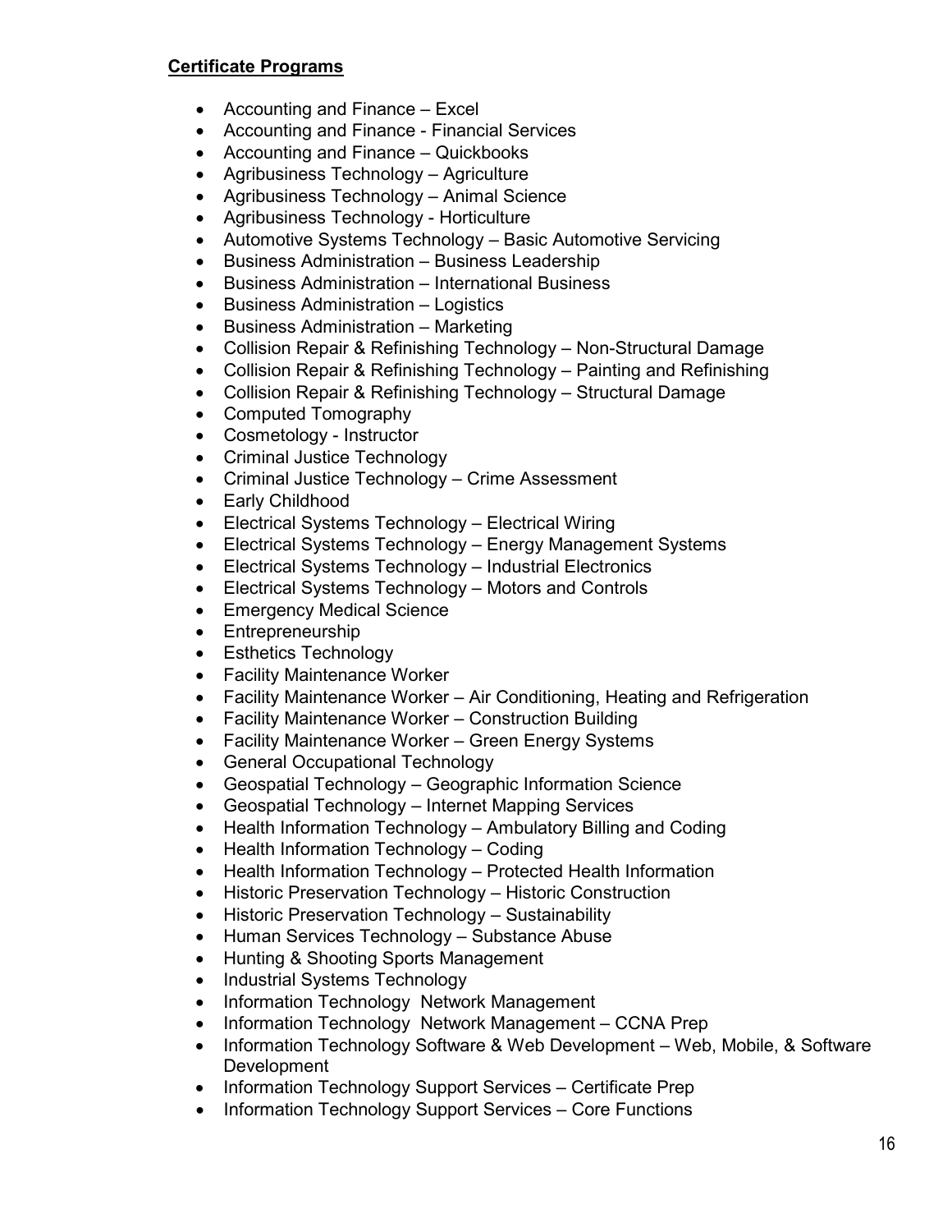**Certificate Programs**

- Accounting and Finance – Excel
- Accounting and Finance - Financial Services
- Accounting and Finance – Quickbooks
- Agribusiness Technology – Agriculture
- Agribusiness Technology – Animal Science
- Agribusiness Technology - Horticulture
- Automotive Systems Technology – Basic Automotive Servicing
- Business Administration – Business Leadership
- Business Administration – International Business
- Business Administration – Logistics
- Business Administration – Marketing
- Collision Repair & Refinishing Technology – Non-Structural Damage
- Collision Repair & Refinishing Technology – Painting and Refinishing
- Collision Repair & Refinishing Technology – Structural Damage
- Computed Tomography
- Cosmetology - Instructor
- Criminal Justice Technology
- Criminal Justice Technology – Crime Assessment
- Early Childhood
- Electrical Systems Technology – Electrical Wiring
- Electrical Systems Technology – Energy Management Systems
- Electrical Systems Technology – Industrial Electronics
- Electrical Systems Technology – Motors and Controls
- Emergency Medical Science
- Entrepreneurship
- Esthetics Technology
- Facility Maintenance Worker
- Facility Maintenance Worker – Air Conditioning, Heating and Refrigeration
- Facility Maintenance Worker – Construction Building
- Facility Maintenance Worker – Green Energy Systems
- General Occupational Technology
- Geospatial Technology – Geographic Information Science
- Geospatial Technology – Internet Mapping Services
- Health Information Technology – Ambulatory Billing and Coding
- Health Information Technology – Coding
- Health Information Technology – Protected Health Information
- Historic Preservation Technology – Historic Construction
- Historic Preservation Technology – Sustainability
- Human Services Technology – Substance Abuse
- Hunting & Shooting Sports Management
- Industrial Systems Technology
- Information Technology Network Management
- Information Technology Network Management – CCNA Prep
- Information Technology Software & Web Development – Web, Mobile, & Software Development
- Information Technology Support Services – Certificate Prep
- Information Technology Support Services – Core Functions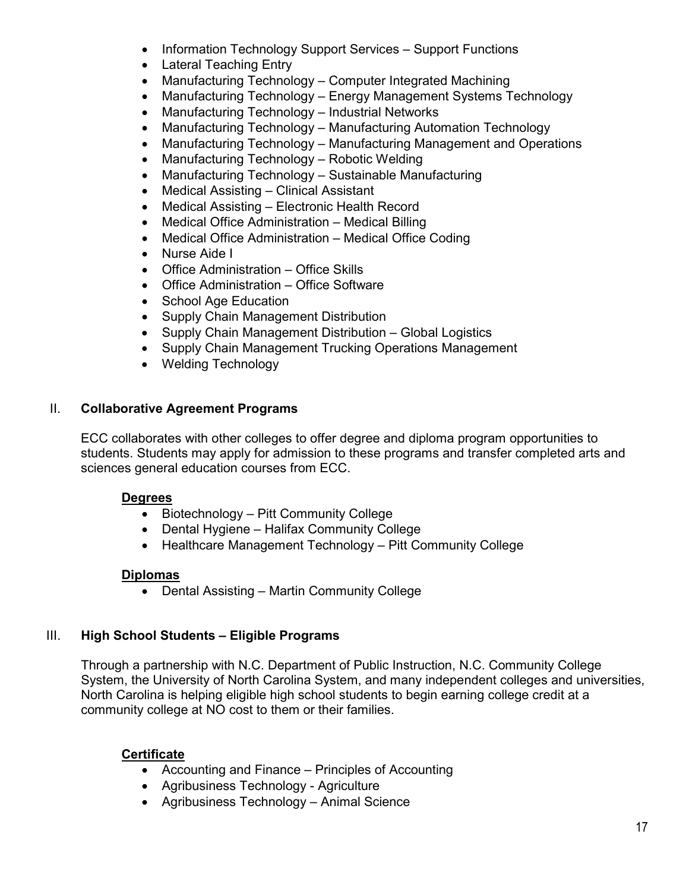- Information Technology Support Services – Support Functions
- Lateral Teaching Entry
- Manufacturing Technology – Computer Integrated Machining
- Manufacturing Technology – Energy Management Systems Technology
- Manufacturing Technology – Industrial Networks
- Manufacturing Technology – Manufacturing Automation Technology
- Manufacturing Technology – Manufacturing Management and Operations
- Manufacturing Technology – Robotic Welding
- Manufacturing Technology – Sustainable Manufacturing
- Medical Assisting – Clinical Assistant
- Medical Assisting – Electronic Health Record
- Medical Office Administration – Medical Billing
- Medical Office Administration – Medical Office Coding
- Nurse Aide I
- Office Administration – Office Skills
- Office Administration – Office Software
- School Age Education
- Supply Chain Management Distribution
- Supply Chain Management Distribution – Global Logistics
- Supply Chain Management Trucking Operations Management
- Welding Technology

## II. Collaborative Agreement Programs

ECC collaborates with other colleges to offer degree and diploma program opportunities to students. Students may apply for admission to these programs and transfer completed arts and sciences general education courses from ECC.

**Degrees**

- Biotechnology – Pitt Community College
- Dental Hygiene – Halifax Community College
- Healthcare Management Technology – Pitt Community College

**Diplomas**

- Dental Assisting – Martin Community College

## III. High School Students – Eligible Programs

Through a partnership with N.C. Department of Public Instruction, N.C. Community College System, the University of North Carolina System, and many independent colleges and universities, North Carolina is helping eligible high school students to begin earning college credit at a community college at NO cost to them or their families.

**Certificate**

- Accounting and Finance – Principles of Accounting
- Agribusiness Technology - Agriculture
- Agribusiness Technology – Animal Science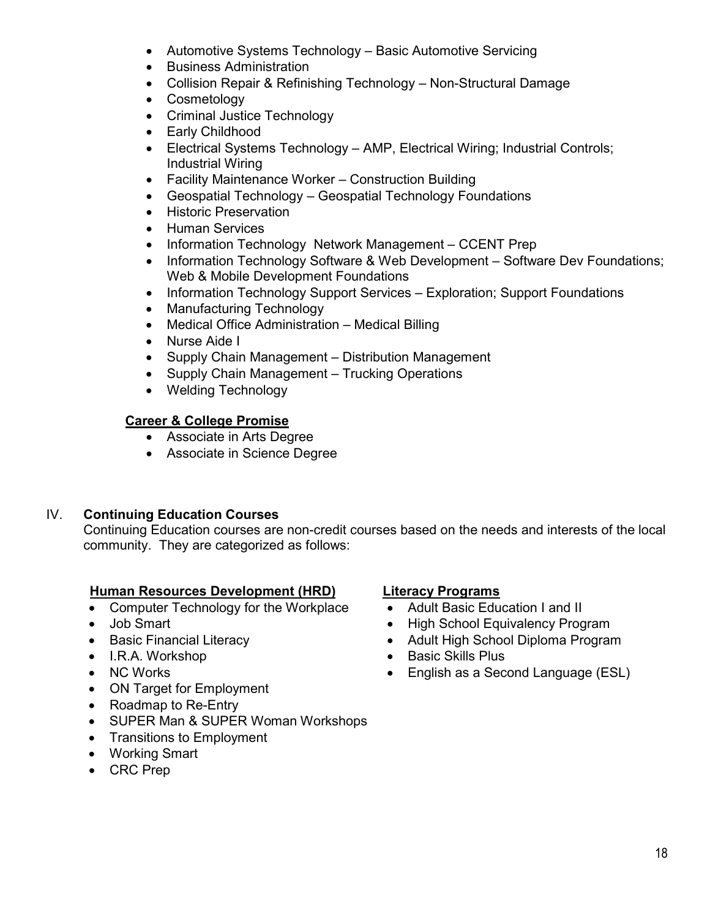- Automotive Systems Technology – Basic Automotive Servicing
- Business Administration
- Collision Repair & Refinishing Technology – Non-Structural Damage
- Cosmetology
- Criminal Justice Technology
- Early Childhood
- Electrical Systems Technology – AMP, Electrical Wiring; Industrial Controls; Industrial Wiring
- Facility Maintenance Worker – Construction Building
- Geospatial Technology – Geospatial Technology Foundations
- Historic Preservation
- Human Services
- Information Technology  Network Management – CCENT Prep
- Information Technology Software & Web Development – Software Dev Foundations; Web & Mobile Development Foundations
- Information Technology Support Services – Exploration; Support Foundations
- Manufacturing Technology
- Medical Office Administration – Medical Billing
- Nurse Aide I
- Supply Chain Management – Distribution Management
- Supply Chain Management – Trucking Operations
- Welding Technology

**Career & College Promise**

- Associate in Arts Degree
- Associate in Science Degree

## IV. Continuing Education Courses

Continuing Education courses are non-credit courses based on the needs and interests of the local community. They are categorized as follows:

**Human Resources Development (HRD)**

- Computer Technology for the Workplace
- Job Smart
- Basic Financial Literacy
- I.R.A. Workshop
- NC Works
- ON Target for Employment
- Roadmap to Re-Entry
- SUPER Man & SUPER Woman Workshops
- Transitions to Employment
- Working Smart
- CRC Prep

**Literacy Programs**

- Adult Basic Education I and II
- High School Equivalency Program
- Adult High School Diploma Program
- Basic Skills Plus
- English as a Second Language (ESL)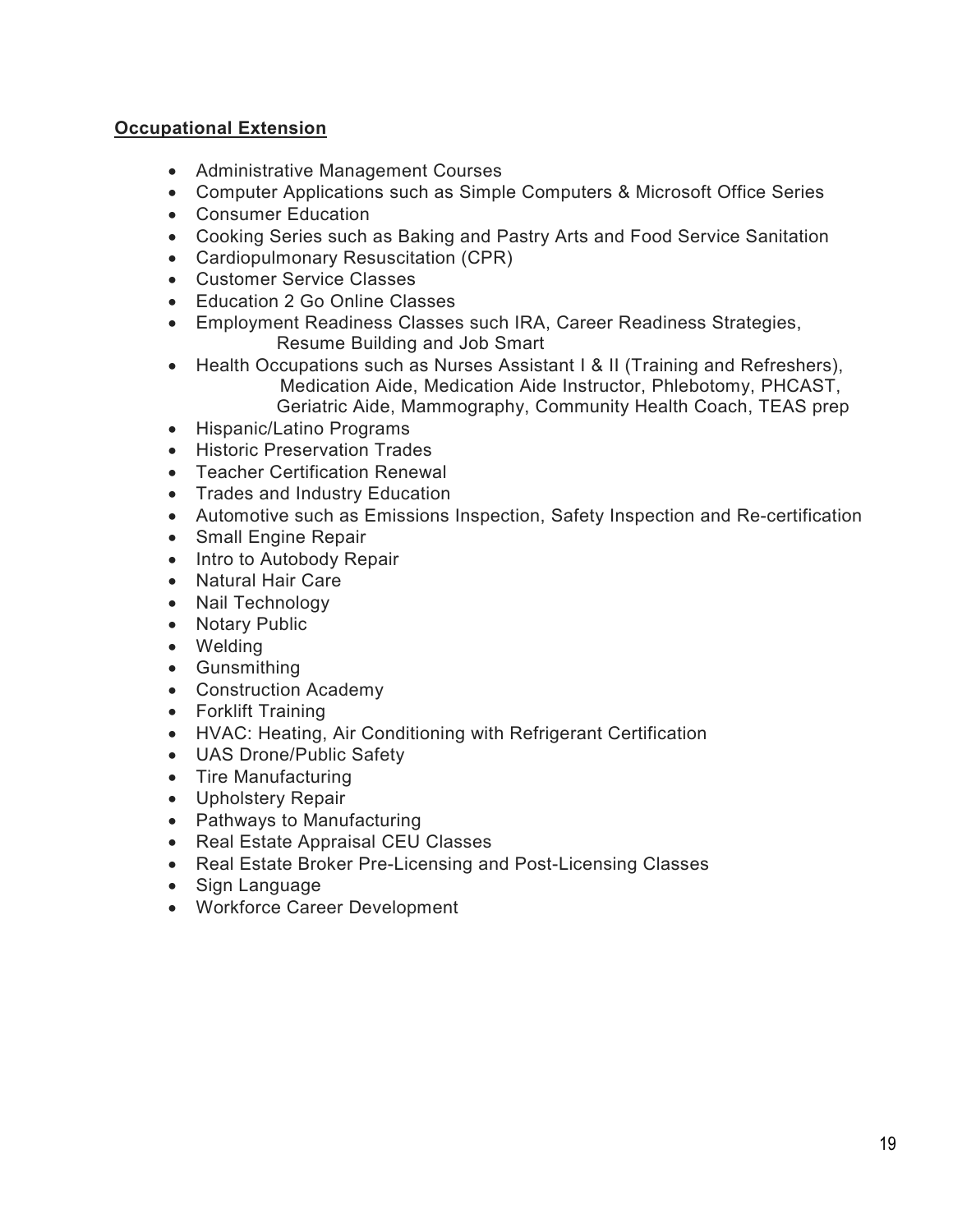**Occupational Extension**

- Administrative Management Courses
- Computer Applications such as Simple Computers & Microsoft Office Series
- Consumer Education
- Cooking Series such as Baking and Pastry Arts and Food Service Sanitation
- Cardiopulmonary Resuscitation (CPR)
- Customer Service Classes
- Education 2 Go Online Classes
- Employment Readiness Classes such IRA, Career Readiness Strategies, Resume Building and Job Smart
- Health Occupations such as Nurses Assistant I & II (Training and Refreshers), Medication Aide, Medication Aide Instructor, Phlebotomy, PHCAST, Geriatric Aide, Mammography, Community Health Coach, TEAS prep
- Hispanic/Latino Programs
- Historic Preservation Trades
- Teacher Certification Renewal
- Trades and Industry Education
- Automotive such as Emissions Inspection, Safety Inspection and Re-certification
- Small Engine Repair
- Intro to Autobody Repair
- Natural Hair Care
- Nail Technology
- Notary Public
- Welding
- Gunsmithing
- Construction Academy
- Forklift Training
- HVAC: Heating, Air Conditioning with Refrigerant Certification
- UAS Drone/Public Safety
- Tire Manufacturing
- Upholstery Repair
- Pathways to Manufacturing
- Real Estate Appraisal CEU Classes
- Real Estate Broker Pre-Licensing and Post-Licensing Classes
- Sign Language
- Workforce Career Development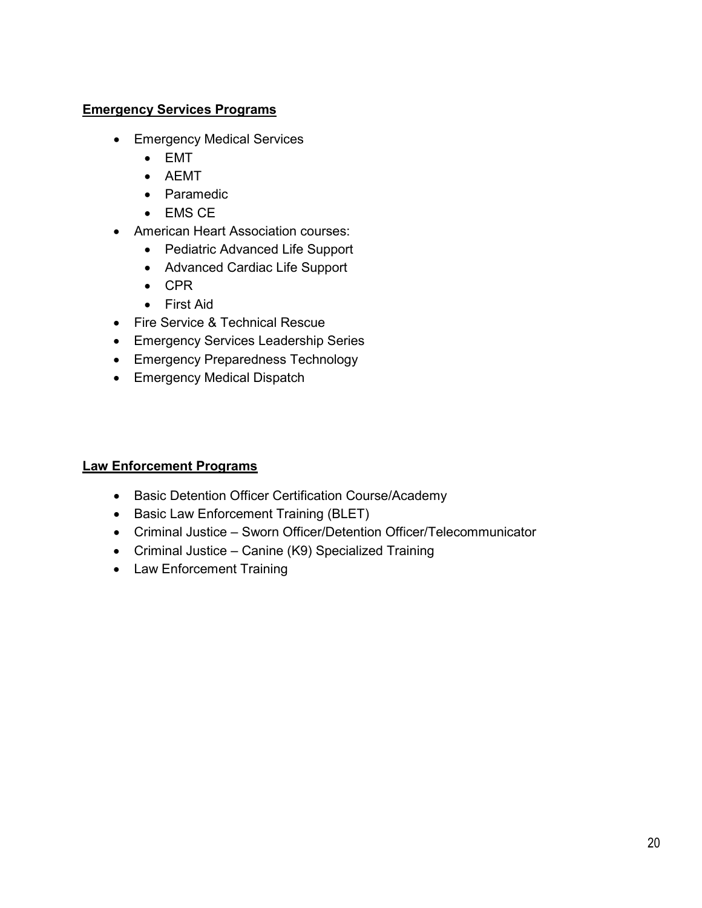**Emergency Services Programs**

- Emergency Medical Services
  - EMT
  - AEMT
  - Paramedic
  - EMS CE
- American Heart Association courses:
  - Pediatric Advanced Life Support
  - Advanced Cardiac Life Support
  - CPR
  - First Aid
- Fire Service & Technical Rescue
- Emergency Services Leadership Series
- Emergency Preparedness Technology
- Emergency Medical Dispatch

**Law Enforcement Programs**

- Basic Detention Officer Certification Course/Academy
- Basic Law Enforcement Training (BLET)
- Criminal Justice – Sworn Officer/Detention Officer/Telecommunicator
- Criminal Justice – Canine (K9) Specialized Training
- Law Enforcement Training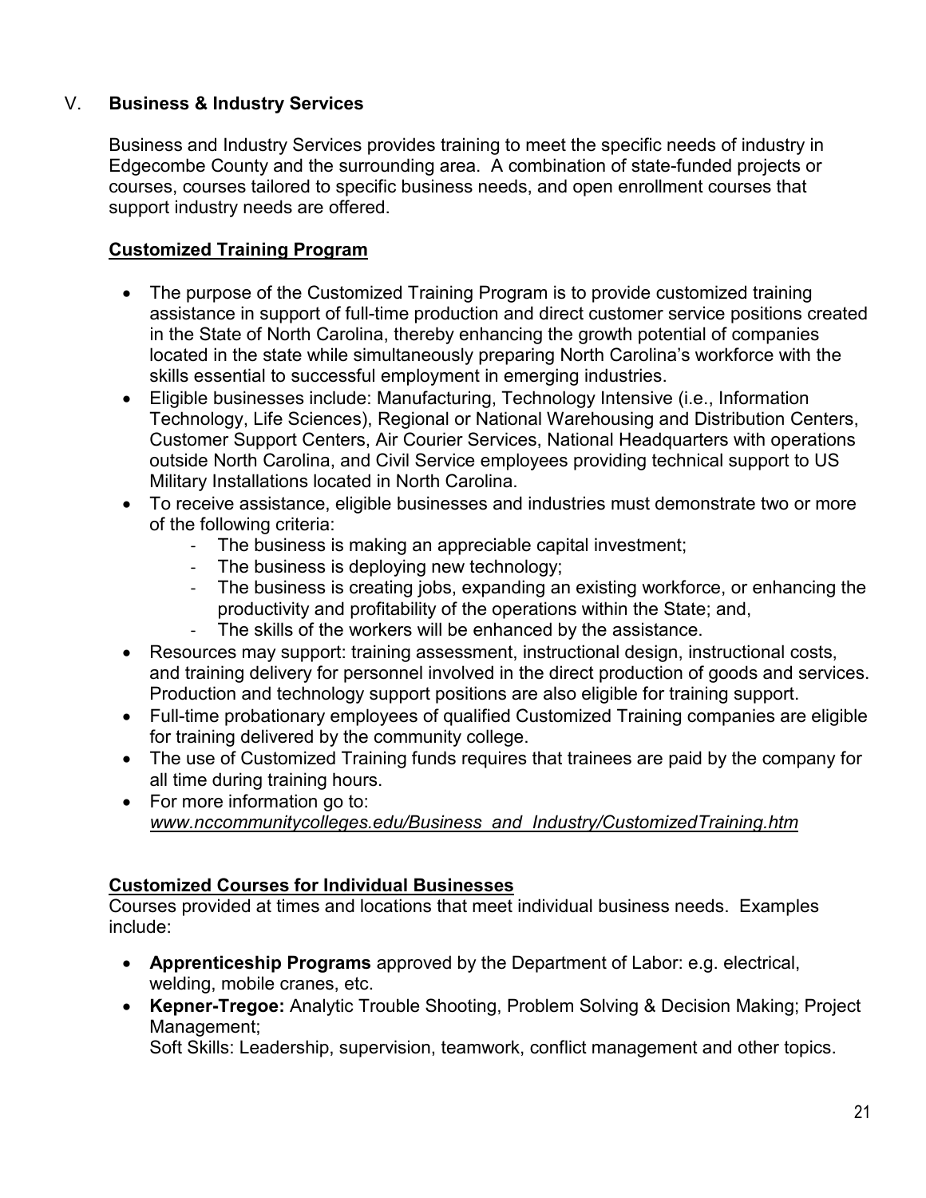## V. **Business & Industry Services**

Business and Industry Services provides training to meet the specific needs of industry in Edgecombe County and the surrounding area. A combination of state-funded projects or courses, courses tailored to specific business needs, and open enrollment courses that support industry needs are offered.

### Customized Training Program

- The purpose of the Customized Training Program is to provide customized training assistance in support of full-time production and direct customer service positions created in the State of North Carolina, thereby enhancing the growth potential of companies located in the state while simultaneously preparing North Carolina's workforce with the skills essential to successful employment in emerging industries.
- Eligible businesses include: Manufacturing, Technology Intensive (i.e., Information Technology, Life Sciences), Regional or National Warehousing and Distribution Centers, Customer Support Centers, Air Courier Services, National Headquarters with operations outside North Carolina, and Civil Service employees providing technical support to US Military Installations located in North Carolina.
- To receive assistance, eligible businesses and industries must demonstrate two or more of the following criteria:
  - The business is making an appreciable capital investment;
  - The business is deploying new technology;
  - The business is creating jobs, expanding an existing workforce, or enhancing the productivity and profitability of the operations within the State; and,
  - The skills of the workers will be enhanced by the assistance.
- Resources may support: training assessment, instructional design, instructional costs, and training delivery for personnel involved in the direct production of goods and services. Production and technology support positions are also eligible for training support.
- Full-time probationary employees of qualified Customized Training companies are eligible for training delivered by the community college.
- The use of Customized Training funds requires that trainees are paid by the company for all time during training hours.
- For more information go to: *www.nccommunitycolleges.edu/Business_and_Industry/CustomizedTraining.htm*

### Customized Courses for Individual Businesses

Courses provided at times and locations that meet individual business needs. Examples include:

- **Apprenticeship Programs** approved by the Department of Labor: e.g. electrical, welding, mobile cranes, etc.
- **Kepner-Tregoe:** Analytic Trouble Shooting, Problem Solving & Decision Making; Project Management;
  Soft Skills: Leadership, supervision, teamwork, conflict management and other topics.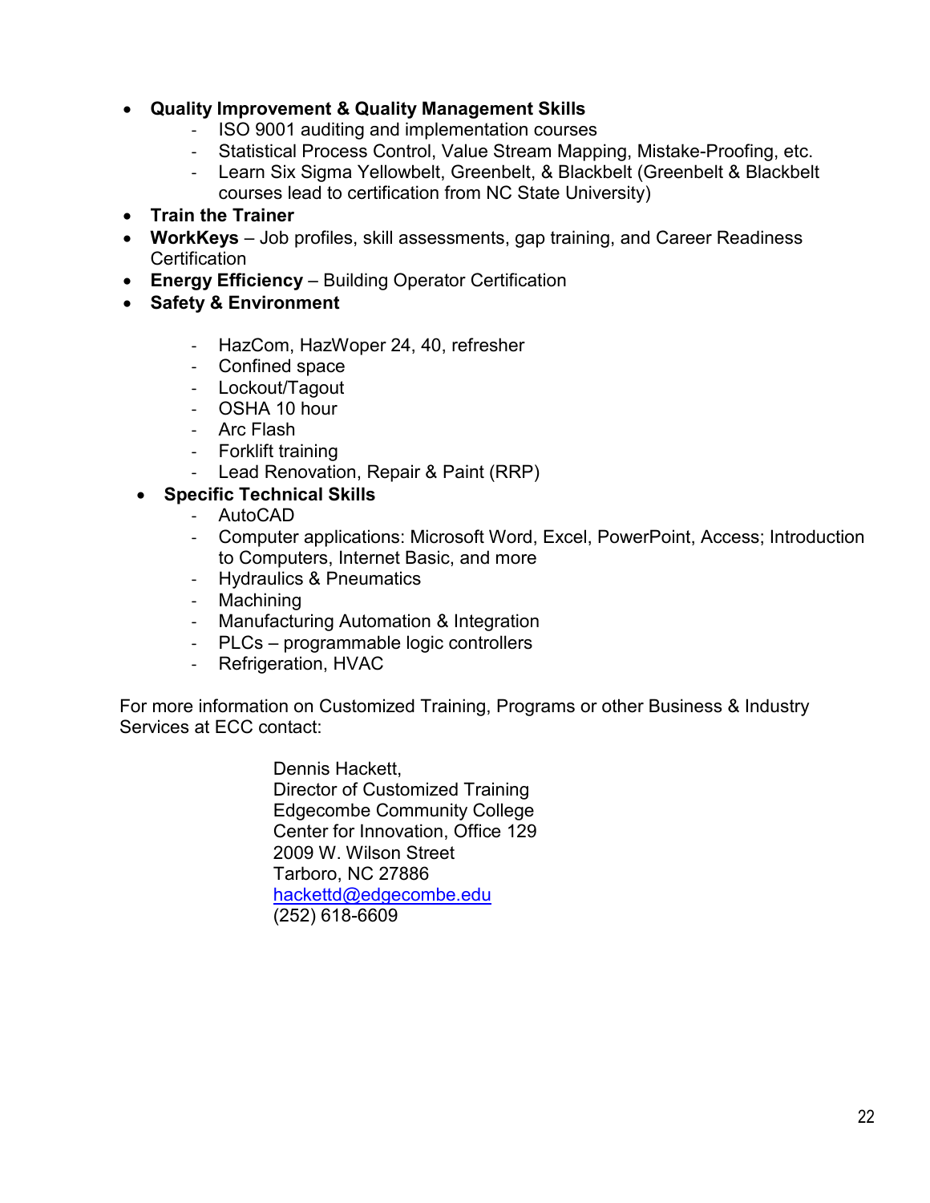- **Quality Improvement & Quality Management Skills**
  - ISO 9001 auditing and implementation courses
  - Statistical Process Control, Value Stream Mapping, Mistake-Proofing, etc.
  - Learn Six Sigma Yellowbelt, Greenbelt, & Blackbelt (Greenbelt & Blackbelt courses lead to certification from NC State University)
- **Train the Trainer**
- **WorkKeys** – Job profiles, skill assessments, gap training, and Career Readiness Certification
- **Energy Efficiency** – Building Operator Certification
- **Safety & Environment**
  - HazCom, HazWoper 24, 40, refresher
  - Confined space
  - Lockout/Tagout
  - OSHA 10 hour
  - Arc Flash
  - Forklift training
  - Lead Renovation, Repair & Paint (RRP)
- **Specific Technical Skills**
  - AutoCAD
  - Computer applications: Microsoft Word, Excel, PowerPoint, Access; Introduction to Computers, Internet Basic, and more
  - Hydraulics & Pneumatics
  - Machining
  - Manufacturing Automation & Integration
  - PLCs – programmable logic controllers
  - Refrigeration, HVAC

For more information on Customized Training, Programs or other Business & Industry Services at ECC contact:

Dennis Hackett,
Director of Customized Training
Edgecombe Community College
Center for Innovation, Office 129
2009 W. Wilson Street
Tarboro, NC 27886
hackettd@edgecombe.edu
(252) 618-6609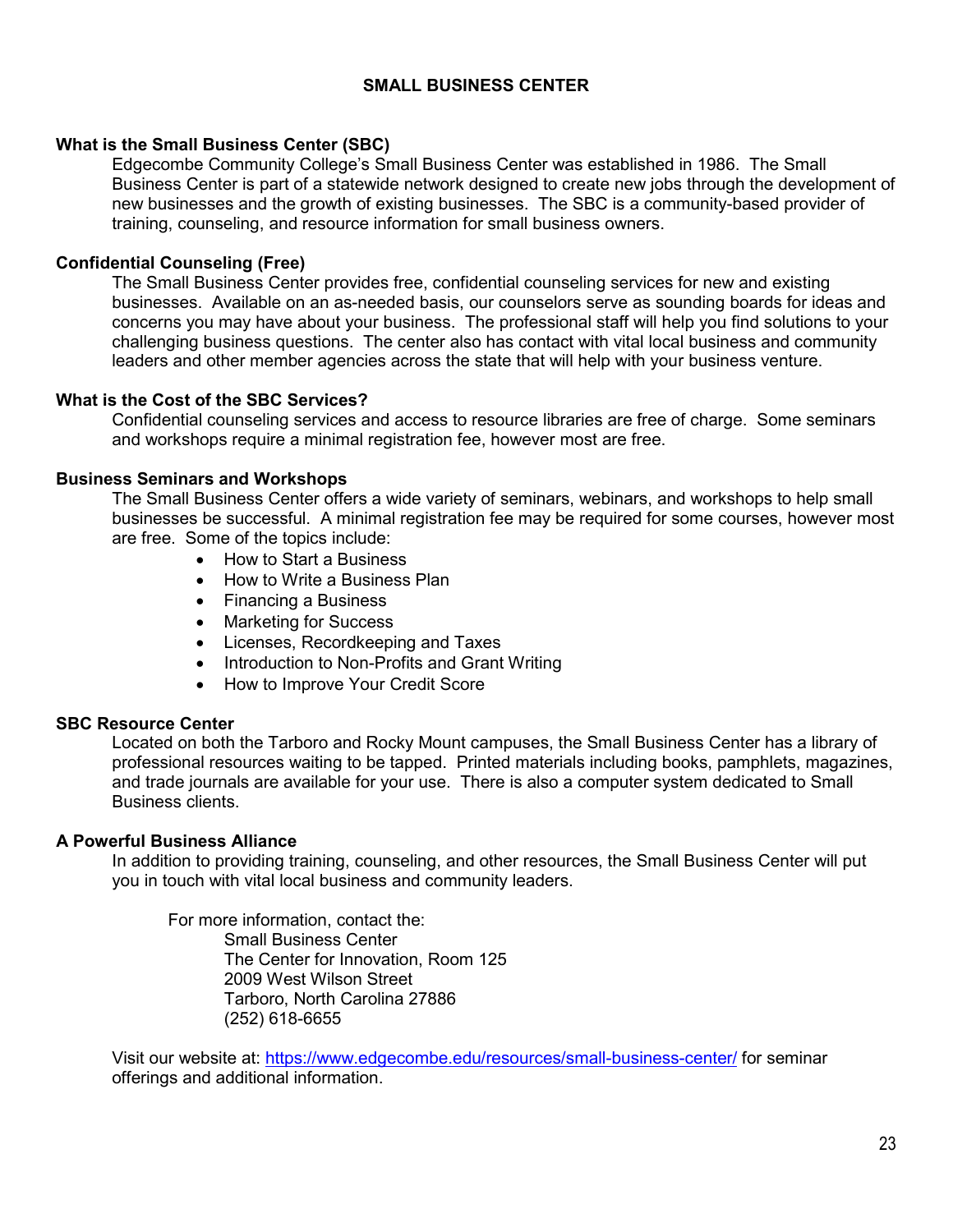# SMALL BUSINESS CENTER

### What is the Small Business Center (SBC)

Edgecombe Community College's Small Business Center was established in 1986. The Small Business Center is part of a statewide network designed to create new jobs through the development of new businesses and the growth of existing businesses. The SBC is a community-based provider of training, counseling, and resource information for small business owners.

### Confidential Counseling (Free)

The Small Business Center provides free, confidential counseling services for new and existing businesses. Available on an as-needed basis, our counselors serve as sounding boards for ideas and concerns you may have about your business. The professional staff will help you find solutions to your challenging business questions. The center also has contact with vital local business and community leaders and other member agencies across the state that will help with your business venture.

### What is the Cost of the SBC Services?

Confidential counseling services and access to resource libraries are free of charge. Some seminars and workshops require a minimal registration fee, however most are free.

### Business Seminars and Workshops

The Small Business Center offers a wide variety of seminars, webinars, and workshops to help small businesses be successful. A minimal registration fee may be required for some courses, however most are free. Some of the topics include:

- How to Start a Business
- How to Write a Business Plan
- Financing a Business
- Marketing for Success
- Licenses, Recordkeeping and Taxes
- Introduction to Non-Profits and Grant Writing
- How to Improve Your Credit Score

### SBC Resource Center

Located on both the Tarboro and Rocky Mount campuses, the Small Business Center has a library of professional resources waiting to be tapped. Printed materials including books, pamphlets, magazines, and trade journals are available for your use. There is also a computer system dedicated to Small Business clients.

### A Powerful Business Alliance

In addition to providing training, counseling, and other resources, the Small Business Center will put you in touch with vital local business and community leaders.

For more information, contact the:
Small Business Center
The Center for Innovation, Room 125
2009 West Wilson Street
Tarboro, North Carolina 27886
(252) 618-6655

Visit our website at: https://www.edgecombe.edu/resources/small-business-center/ for seminar offerings and additional information.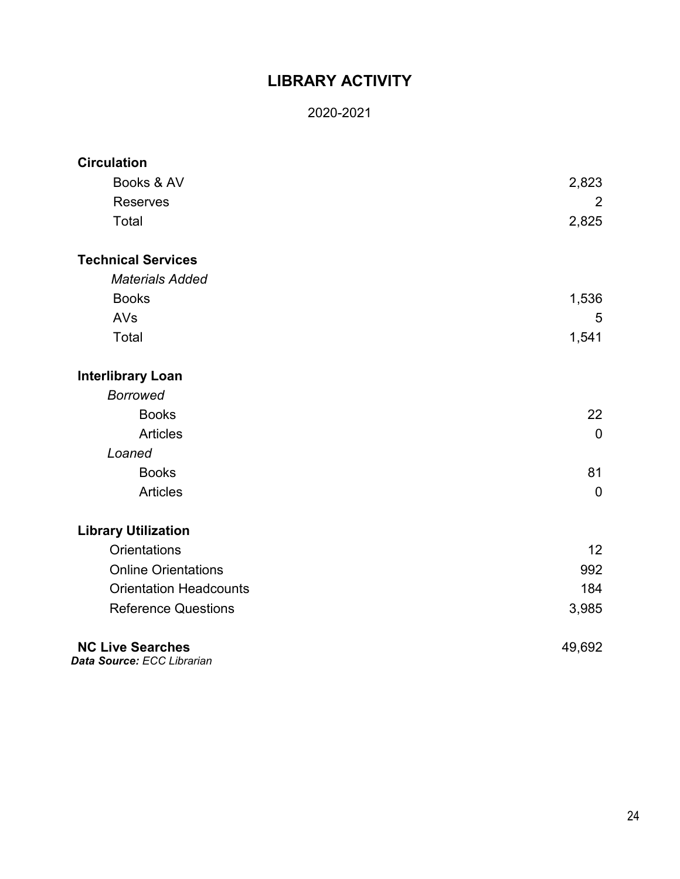# LIBRARY ACTIVITY

2020-2021

| | |
|---|---|
| **Circulation** | |
| Books & AV | 2,823 |
| Reserves | 2 |
| Total | 2,825 |
| **Technical Services** | |
| *Materials Added* | |
| Books | 1,536 |
| AVs | 5 |
| Total | 1,541 |
| **Interlibrary Loan** | |
| *Borrowed* | |
| Books | 22 |
| Articles | 0 |
| *Loaned* | |
| Books | 81 |
| Articles | 0 |
| **Library Utilization** | |
| Orientations | 12 |
| Online Orientations | 992 |
| Orientation Headcounts | 184 |
| Reference Questions | 3,985 |
| **NC Live Searches** | 49,692 |

***Data Source:*** *ECC Librarian*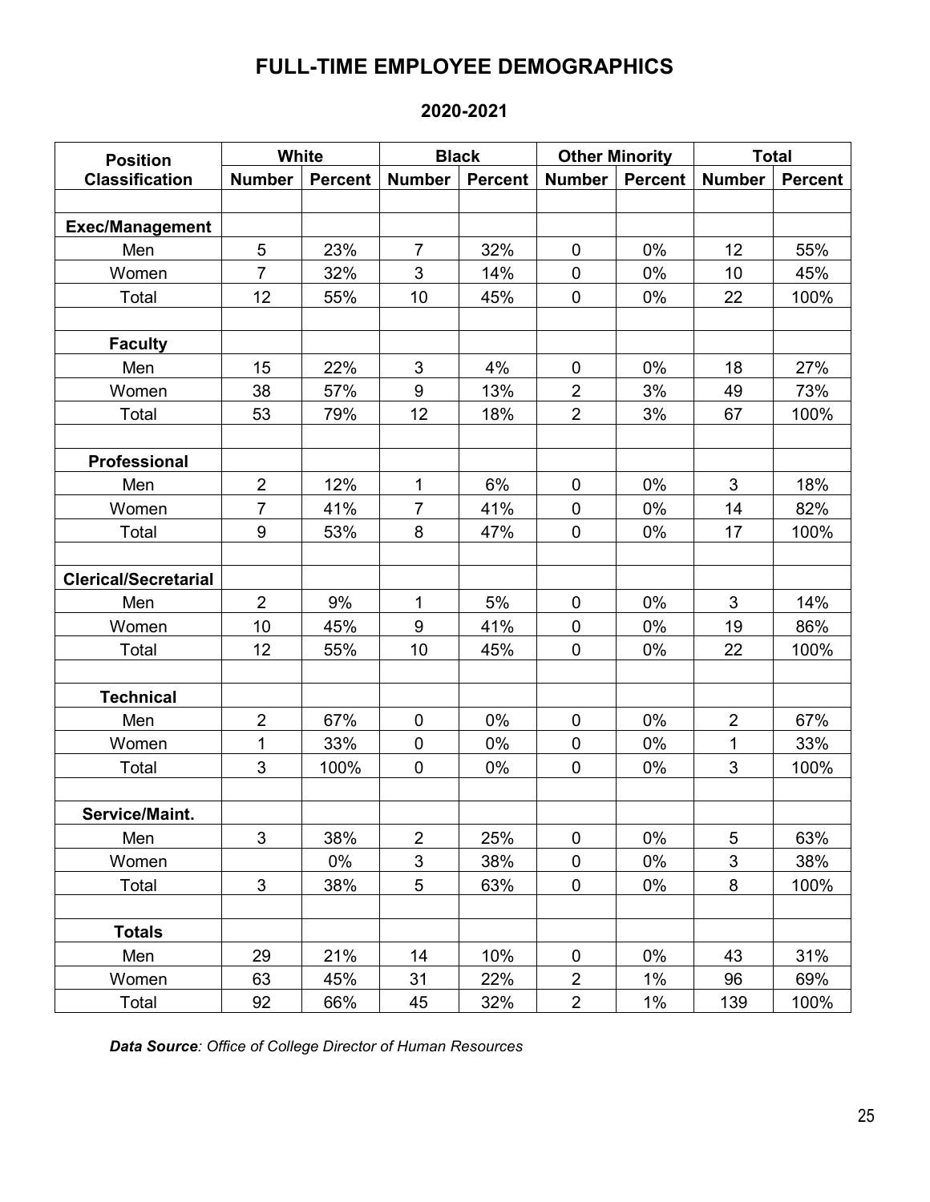# FULL-TIME EMPLOYEE DEMOGRAPHICS

## 2020-2021

| Position Classification | White | | Black | | Other Minority | | Total | |
|---|---|---|---|---|---|---|---|---|
| | Number | Percent | Number | Percent | Number | Percent | Number | Percent |
| | | | | | | | | |
| **Exec/Management** | | | | | | | | |
| Men | 5 | 23% | 7 | 32% | 0 | 0% | 12 | 55% |
| Women | 7 | 32% | 3 | 14% | 0 | 0% | 10 | 45% |
| Total | 12 | 55% | 10 | 45% | 0 | 0% | 22 | 100% |
| | | | | | | | | |
| **Faculty** | | | | | | | | |
| Men | 15 | 22% | 3 | 4% | 0 | 0% | 18 | 27% |
| Women | 38 | 57% | 9 | 13% | 2 | 3% | 49 | 73% |
| Total | 53 | 79% | 12 | 18% | 2 | 3% | 67 | 100% |
| | | | | | | | | |
| **Professional** | | | | | | | | |
| Men | 2 | 12% | 1 | 6% | 0 | 0% | 3 | 18% |
| Women | 7 | 41% | 7 | 41% | 0 | 0% | 14 | 82% |
| Total | 9 | 53% | 8 | 47% | 0 | 0% | 17 | 100% |
| | | | | | | | | |
| **Clerical/Secretarial** | | | | | | | | |
| Men | 2 | 9% | 1 | 5% | 0 | 0% | 3 | 14% |
| Women | 10 | 45% | 9 | 41% | 0 | 0% | 19 | 86% |
| Total | 12 | 55% | 10 | 45% | 0 | 0% | 22 | 100% |
| | | | | | | | | |
| **Technical** | | | | | | | | |
| Men | 2 | 67% | 0 | 0% | 0 | 0% | 2 | 67% |
| Women | 1 | 33% | 0 | 0% | 0 | 0% | 1 | 33% |
| Total | 3 | 100% | 0 | 0% | 0 | 0% | 3 | 100% |
| | | | | | | | | |
| **Service/Maint.** | | | | | | | | |
| Men | 3 | 38% | 2 | 25% | 0 | 0% | 5 | 63% |
| Women | | 0% | 3 | 38% | 0 | 0% | 3 | 38% |
| Total | 3 | 38% | 5 | 63% | 0 | 0% | 8 | 100% |
| | | | | | | | | |
| **Totals** | | | | | | | | |
| Men | 29 | 21% | 14 | 10% | 0 | 0% | 43 | 31% |
| Women | 63 | 45% | 31 | 22% | 2 | 1% | 96 | 69% |
| Total | 92 | 66% | 45 | 32% | 2 | 1% | 139 | 100% |

***Data Source**: Office of College Director of Human Resources*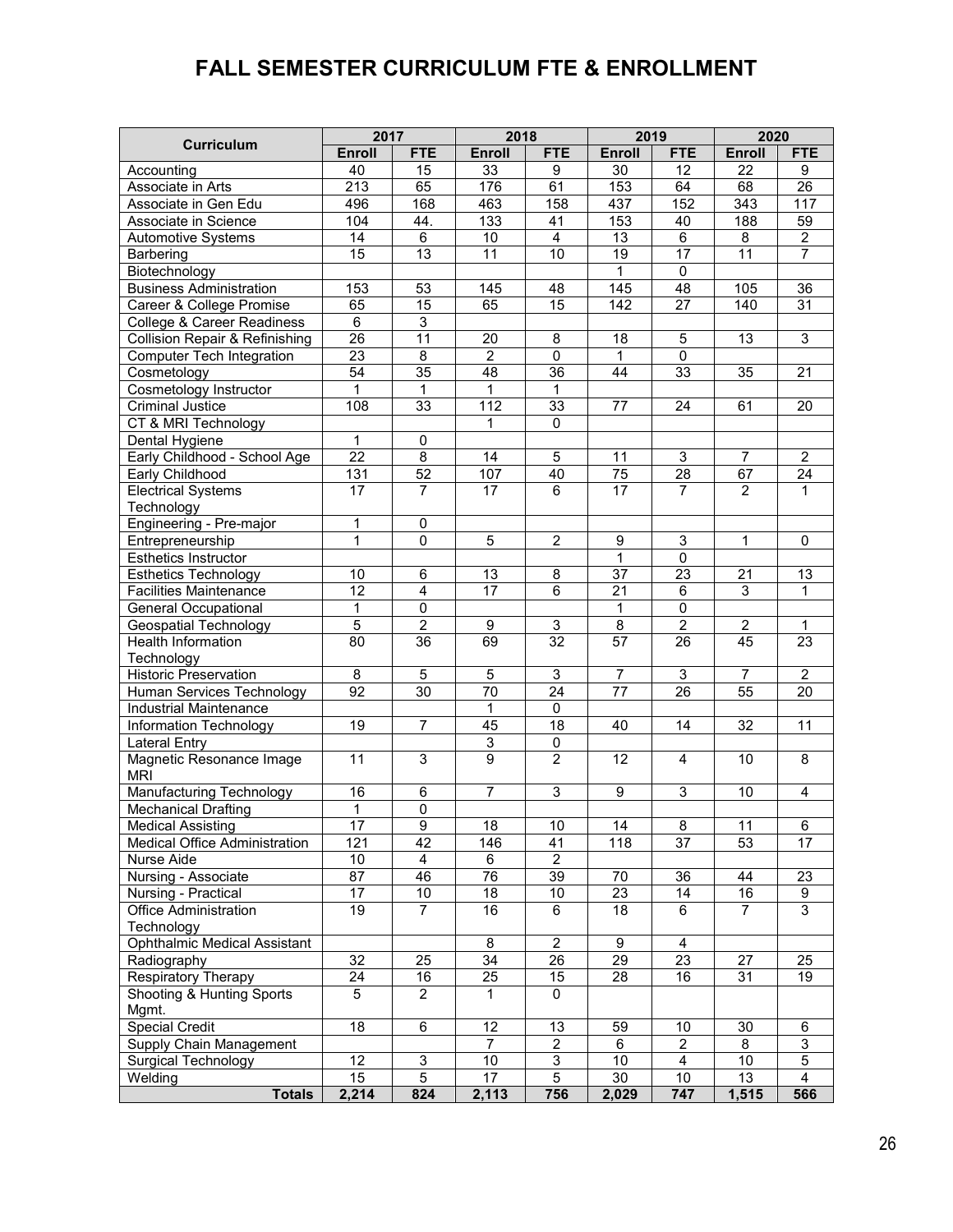# FALL SEMESTER CURRICULUM FTE & ENROLLMENT

| Curriculum | 2017 | | 2018 | | 2019 | | 2020 | |
|---|---|---|---|---|---|---|---|---|
| | Enroll | FTE | Enroll | FTE | Enroll | FTE | Enroll | FTE |
| Accounting | 40 | 15 | 33 | 9 | 30 | 12 | 22 | 9 |
| Associate in Arts | 213 | 65 | 176 | 61 | 153 | 64 | 68 | 26 |
| Associate in Gen Edu | 496 | 168 | 463 | 158 | 437 | 152 | 343 | 117 |
| Associate in Science | 104 | 44. | 133 | 41 | 153 | 40 | 188 | 59 |
| Automotive Systems | 14 | 6 | 10 | 4 | 13 | 6 | 8 | 2 |
| Barbering | 15 | 13 | 11 | 10 | 19 | 17 | 11 | 7 |
| Biotechnology | | | | | 1 | 0 | | |
| Business Administration | 153 | 53 | 145 | 48 | 145 | 48 | 105 | 36 |
| Career & College Promise | 65 | 15 | 65 | 15 | 142 | 27 | 140 | 31 |
| College & Career Readiness | 6 | 3 | | | | | | |
| Collision Repair & Refinishing | 26 | 11 | 20 | 8 | 18 | 5 | 13 | 3 |
| Computer Tech Integration | 23 | 8 | 2 | 0 | 1 | 0 | | |
| Cosmetology | 54 | 35 | 48 | 36 | 44 | 33 | 35 | 21 |
| Cosmetology Instructor | 1 | 1 | 1 | 1 | | | | |
| Criminal Justice | 108 | 33 | 112 | 33 | 77 | 24 | 61 | 20 |
| CT & MRI Technology | | | 1 | 0 | | | | |
| Dental Hygiene | 1 | 0 | | | | | | |
| Early Childhood - School Age | 22 | 8 | 14 | 5 | 11 | 3 | 7 | 2 |
| Early Childhood | 131 | 52 | 107 | 40 | 75 | 28 | 67 | 24 |
| Electrical Systems Technology | 17 | 7 | 17 | 6 | 17 | 7 | 2 | 1 |
| Engineering - Pre-major | 1 | 0 | | | | | | |
| Entrepreneurship | 1 | 0 | 5 | 2 | 9 | 3 | 1 | 0 |
| Esthetics Instructor | | | | | 1 | 0 | | |
| Esthetics Technology | 10 | 6 | 13 | 8 | 37 | 23 | 21 | 13 |
| Facilities Maintenance | 12 | 4 | 17 | 6 | 21 | 6 | 3 | 1 |
| General Occupational | 1 | 0 | | | 1 | 0 | | |
| Geospatial Technology | 5 | 2 | 9 | 3 | 8 | 2 | 2 | 1 |
| Health Information Technology | 80 | 36 | 69 | 32 | 57 | 26 | 45 | 23 |
| Historic Preservation | 8 | 5 | 5 | 3 | 7 | 3 | 7 | 2 |
| Human Services Technology | 92 | 30 | 70 | 24 | 77 | 26 | 55 | 20 |
| Industrial Maintenance | | | 1 | 0 | | | | |
| Information Technology | 19 | 7 | 45 | 18 | 40 | 14 | 32 | 11 |
| Lateral Entry | | | 3 | 0 | | | | |
| Magnetic Resonance Image MRI | 11 | 3 | 9 | 2 | 12 | 4 | 10 | 8 |
| Manufacturing Technology | 16 | 6 | 7 | 3 | 9 | 3 | 10 | 4 |
| Mechanical Drafting | 1 | 0 | | | | | | |
| Medical Assisting | 17 | 9 | 18 | 10 | 14 | 8 | 11 | 6 |
| Medical Office Administration | 121 | 42 | 146 | 41 | 118 | 37 | 53 | 17 |
| Nurse Aide | 10 | 4 | 6 | 2 | | | | |
| Nursing - Associate | 87 | 46 | 76 | 39 | 70 | 36 | 44 | 23 |
| Nursing - Practical | 17 | 10 | 18 | 10 | 23 | 14 | 16 | 9 |
| Office Administration Technology | 19 | 7 | 16 | 6 | 18 | 6 | 7 | 3 |
| Ophthalmic Medical Assistant | | | 8 | 2 | 9 | 4 | | |
| Radiography | 32 | 25 | 34 | 26 | 29 | 23 | 27 | 25 |
| Respiratory Therapy | 24 | 16 | 25 | 15 | 28 | 16 | 31 | 19 |
| Shooting & Hunting Sports Mgmt. | 5 | 2 | 1 | 0 | | | | |
| Special Credit | 18 | 6 | 12 | 13 | 59 | 10 | 30 | 6 |
| Supply Chain Management | | | 7 | 2 | 6 | 2 | 8 | 3 |
| Surgical Technology | 12 | 3 | 10 | 3 | 10 | 4 | 10 | 5 |
| Welding | 15 | 5 | 17 | 5 | 30 | 10 | 13 | 4 |
| **Totals** | **2,214** | **824** | **2,113** | **756** | **2,029** | **747** | **1,515** | **566** |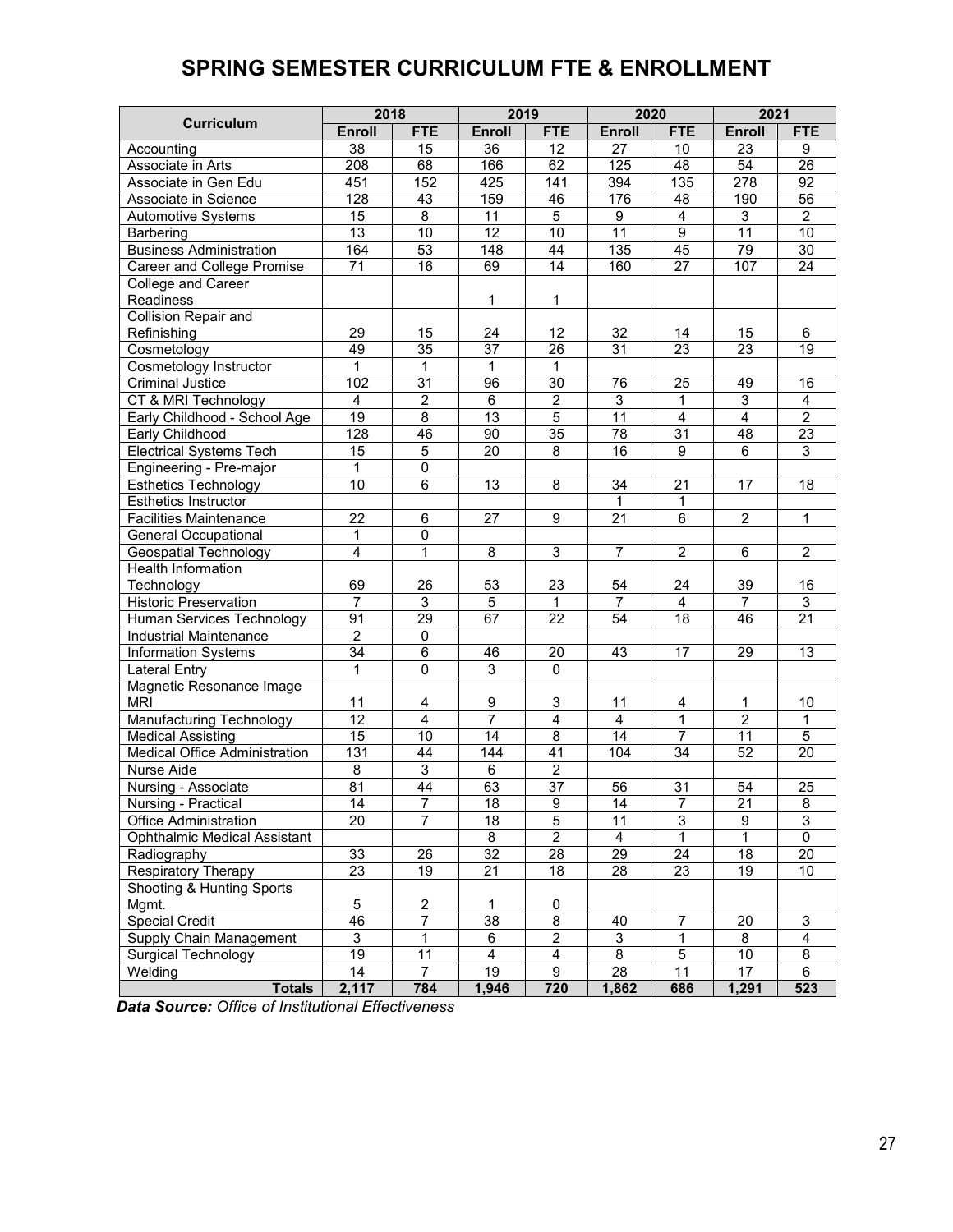# SPRING SEMESTER CURRICULUM FTE & ENROLLMENT

| Curriculum | 2018 | | 2019 | | 2020 | | 2021 | |
|---|---|---|---|---|---|---|---|---|
| | Enroll | FTE | Enroll | FTE | Enroll | FTE | Enroll | FTE |
| Accounting | 38 | 15 | 36 | 12 | 27 | 10 | 23 | 9 |
| Associate in Arts | 208 | 68 | 166 | 62 | 125 | 48 | 54 | 26 |
| Associate in Gen Edu | 451 | 152 | 425 | 141 | 394 | 135 | 278 | 92 |
| Associate in Science | 128 | 43 | 159 | 46 | 176 | 48 | 190 | 56 |
| Automotive Systems | 15 | 8 | 11 | 5 | 9 | 4 | 3 | 2 |
| Barbering | 13 | 10 | 12 | 10 | 11 | 9 | 11 | 10 |
| Business Administration | 164 | 53 | 148 | 44 | 135 | 45 | 79 | 30 |
| Career and College Promise | 71 | 16 | 69 | 14 | 160 | 27 | 107 | 24 |
| College and Career Readiness | | | 1 | 1 | | | | |
| Collision Repair and Refinishing | 29 | 15 | 24 | 12 | 32 | 14 | 15 | 6 |
| Cosmetology | 49 | 35 | 37 | 26 | 31 | 23 | 23 | 19 |
| Cosmetology Instructor | 1 | 1 | 1 | 1 | | | | |
| Criminal Justice | 102 | 31 | 96 | 30 | 76 | 25 | 49 | 16 |
| CT & MRI Technology | 4 | 2 | 6 | 2 | 3 | 1 | 3 | 4 |
| Early Childhood - School Age | 19 | 8 | 13 | 5 | 11 | 4 | 4 | 2 |
| Early Childhood | 128 | 46 | 90 | 35 | 78 | 31 | 48 | 23 |
| Electrical Systems Tech | 15 | 5 | 20 | 8 | 16 | 9 | 6 | 3 |
| Engineering - Pre-major | 1 | 0 | | | | | | |
| Esthetics Technology | 10 | 6 | 13 | 8 | 34 | 21 | 17 | 18 |
| Esthetics Instructor | | | | | 1 | 1 | | |
| Facilities Maintenance | 22 | 6 | 27 | 9 | 21 | 6 | 2 | 1 |
| General Occupational | 1 | 0 | | | | | | |
| Geospatial Technology | 4 | 1 | 8 | 3 | 7 | 2 | 6 | 2 |
| Health Information Technology | 69 | 26 | 53 | 23 | 54 | 24 | 39 | 16 |
| Historic Preservation | 7 | 3 | 5 | 1 | 7 | 4 | 7 | 3 |
| Human Services Technology | 91 | 29 | 67 | 22 | 54 | 18 | 46 | 21 |
| Industrial Maintenance | 2 | 0 | | | | | | |
| Information Systems | 34 | 6 | 46 | 20 | 43 | 17 | 29 | 13 |
| Lateral Entry | 1 | 0 | 3 | 0 | | | | |
| Magnetic Resonance Image MRI | 11 | 4 | 9 | 3 | 11 | 4 | 1 | 10 |
| Manufacturing Technology | 12 | 4 | 7 | 4 | 4 | 1 | 2 | 1 |
| Medical Assisting | 15 | 10 | 14 | 8 | 14 | 7 | 11 | 5 |
| Medical Office Administration | 131 | 44 | 144 | 41 | 104 | 34 | 52 | 20 |
| Nurse Aide | 8 | 3 | 6 | 2 | | | | |
| Nursing - Associate | 81 | 44 | 63 | 37 | 56 | 31 | 54 | 25 |
| Nursing - Practical | 14 | 7 | 18 | 9 | 14 | 7 | 21 | 8 |
| Office Administration | 20 | 7 | 18 | 5 | 11 | 3 | 9 | 3 |
| Ophthalmic Medical Assistant | | | 8 | 2 | 4 | 1 | 1 | 0 |
| Radiography | 33 | 26 | 32 | 28 | 29 | 24 | 18 | 20 |
| Respiratory Therapy | 23 | 19 | 21 | 18 | 28 | 23 | 19 | 10 |
| Shooting & Hunting Sports Mgmt. | 5 | 2 | 1 | 0 | | | | |
| Special Credit | 46 | 7 | 38 | 8 | 40 | 7 | 20 | 3 |
| Supply Chain Management | 3 | 1 | 6 | 2 | 3 | 1 | 8 | 4 |
| Surgical Technology | 19 | 11 | 4 | 4 | 8 | 5 | 10 | 8 |
| Welding | 14 | 7 | 19 | 9 | 28 | 11 | 17 | 6 |
| **Totals** | **2,117** | **784** | **1,946** | **720** | **1,862** | **686** | **1,291** | **523** |

***Data Source:*** *Office of Institutional Effectiveness*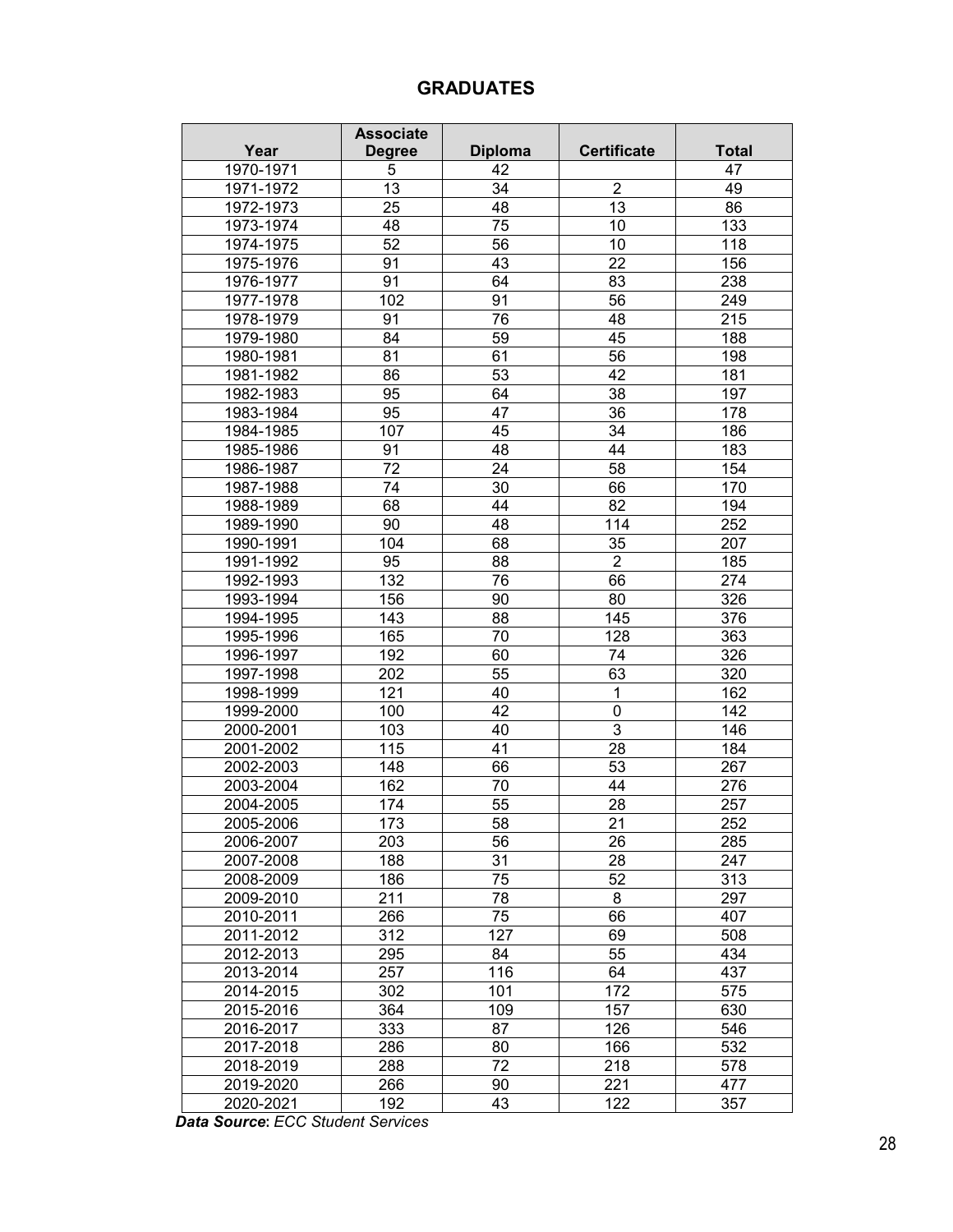# GRADUATES

| Year | Associate Degree | Diploma | Certificate | Total |
|---|---|---|---|---|
| 1970-1971 | 5 | 42 | | 47 |
| 1971-1972 | 13 | 34 | 2 | 49 |
| 1972-1973 | 25 | 48 | 13 | 86 |
| 1973-1974 | 48 | 75 | 10 | 133 |
| 1974-1975 | 52 | 56 | 10 | 118 |
| 1975-1976 | 91 | 43 | 22 | 156 |
| 1976-1977 | 91 | 64 | 83 | 238 |
| 1977-1978 | 102 | 91 | 56 | 249 |
| 1978-1979 | 91 | 76 | 48 | 215 |
| 1979-1980 | 84 | 59 | 45 | 188 |
| 1980-1981 | 81 | 61 | 56 | 198 |
| 1981-1982 | 86 | 53 | 42 | 181 |
| 1982-1983 | 95 | 64 | 38 | 197 |
| 1983-1984 | 95 | 47 | 36 | 178 |
| 1984-1985 | 107 | 45 | 34 | 186 |
| 1985-1986 | 91 | 48 | 44 | 183 |
| 1986-1987 | 72 | 24 | 58 | 154 |
| 1987-1988 | 74 | 30 | 66 | 170 |
| 1988-1989 | 68 | 44 | 82 | 194 |
| 1989-1990 | 90 | 48 | 114 | 252 |
| 1990-1991 | 104 | 68 | 35 | 207 |
| 1991-1992 | 95 | 88 | 2 | 185 |
| 1992-1993 | 132 | 76 | 66 | 274 |
| 1993-1994 | 156 | 90 | 80 | 326 |
| 1994-1995 | 143 | 88 | 145 | 376 |
| 1995-1996 | 165 | 70 | 128 | 363 |
| 1996-1997 | 192 | 60 | 74 | 326 |
| 1997-1998 | 202 | 55 | 63 | 320 |
| 1998-1999 | 121 | 40 | 1 | 162 |
| 1999-2000 | 100 | 42 | 0 | 142 |
| 2000-2001 | 103 | 40 | 3 | 146 |
| 2001-2002 | 115 | 41 | 28 | 184 |
| 2002-2003 | 148 | 66 | 53 | 267 |
| 2003-2004 | 162 | 70 | 44 | 276 |
| 2004-2005 | 174 | 55 | 28 | 257 |
| 2005-2006 | 173 | 58 | 21 | 252 |
| 2006-2007 | 203 | 56 | 26 | 285 |
| 2007-2008 | 188 | 31 | 28 | 247 |
| 2008-2009 | 186 | 75 | 52 | 313 |
| 2009-2010 | 211 | 78 | 8 | 297 |
| 2010-2011 | 266 | 75 | 66 | 407 |
| 2011-2012 | 312 | 127 | 69 | 508 |
| 2012-2013 | 295 | 84 | 55 | 434 |
| 2013-2014 | 257 | 116 | 64 | 437 |
| 2014-2015 | 302 | 101 | 172 | 575 |
| 2015-2016 | 364 | 109 | 157 | 630 |
| 2016-2017 | 333 | 87 | 126 | 546 |
| 2017-2018 | 286 | 80 | 166 | 532 |
| 2018-2019 | 288 | 72 | 218 | 578 |
| 2019-2020 | 266 | 90 | 221 | 477 |
| 2020-2021 | 192 | 43 | 122 | 357 |

***Data Source**: ECC Student Services*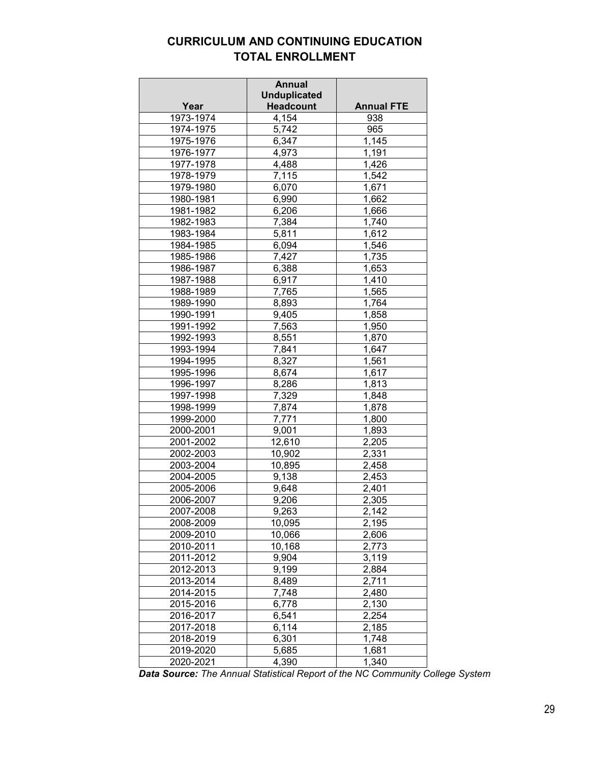# CURRICULUM AND CONTINUING EDUCATION TOTAL ENROLLMENT

| Year | Annual Unduplicated Headcount | Annual FTE |
|---|---|---|
| 1973-1974 | 4,154 | 938 |
| 1974-1975 | 5,742 | 965 |
| 1975-1976 | 6,347 | 1,145 |
| 1976-1977 | 4,973 | 1,191 |
| 1977-1978 | 4,488 | 1,426 |
| 1978-1979 | 7,115 | 1,542 |
| 1979-1980 | 6,070 | 1,671 |
| 1980-1981 | 6,990 | 1,662 |
| 1981-1982 | 6,206 | 1,666 |
| 1982-1983 | 7,384 | 1,740 |
| 1983-1984 | 5,811 | 1,612 |
| 1984-1985 | 6,094 | 1,546 |
| 1985-1986 | 7,427 | 1,735 |
| 1986-1987 | 6,388 | 1,653 |
| 1987-1988 | 6,917 | 1,410 |
| 1988-1989 | 7,765 | 1,565 |
| 1989-1990 | 8,893 | 1,764 |
| 1990-1991 | 9,405 | 1,858 |
| 1991-1992 | 7,563 | 1,950 |
| 1992-1993 | 8,551 | 1,870 |
| 1993-1994 | 7,841 | 1,647 |
| 1994-1995 | 8,327 | 1,561 |
| 1995-1996 | 8,674 | 1,617 |
| 1996-1997 | 8,286 | 1,813 |
| 1997-1998 | 7,329 | 1,848 |
| 1998-1999 | 7,874 | 1,878 |
| 1999-2000 | 7,771 | 1,800 |
| 2000-2001 | 9,001 | 1,893 |
| 2001-2002 | 12,610 | 2,205 |
| 2002-2003 | 10,902 | 2,331 |
| 2003-2004 | 10,895 | 2,458 |
| 2004-2005 | 9,138 | 2,453 |
| 2005-2006 | 9,648 | 2,401 |
| 2006-2007 | 9,206 | 2,305 |
| 2007-2008 | 9,263 | 2,142 |
| 2008-2009 | 10,095 | 2,195 |
| 2009-2010 | 10,066 | 2,606 |
| 2010-2011 | 10,168 | 2,773 |
| 2011-2012 | 9,904 | 3,119 |
| 2012-2013 | 9,199 | 2,884 |
| 2013-2014 | 8,489 | 2,711 |
| 2014-2015 | 7,748 | 2,480 |
| 2015-2016 | 6,778 | 2,130 |
| 2016-2017 | 6,541 | 2,254 |
| 2017-2018 | 6,114 | 2,185 |
| 2018-2019 | 6,301 | 1,748 |
| 2019-2020 | 5,685 | 1,681 |
| 2020-2021 | 4,390 | 1,340 |

***Data Source:*** *The Annual Statistical Report of the NC Community College System*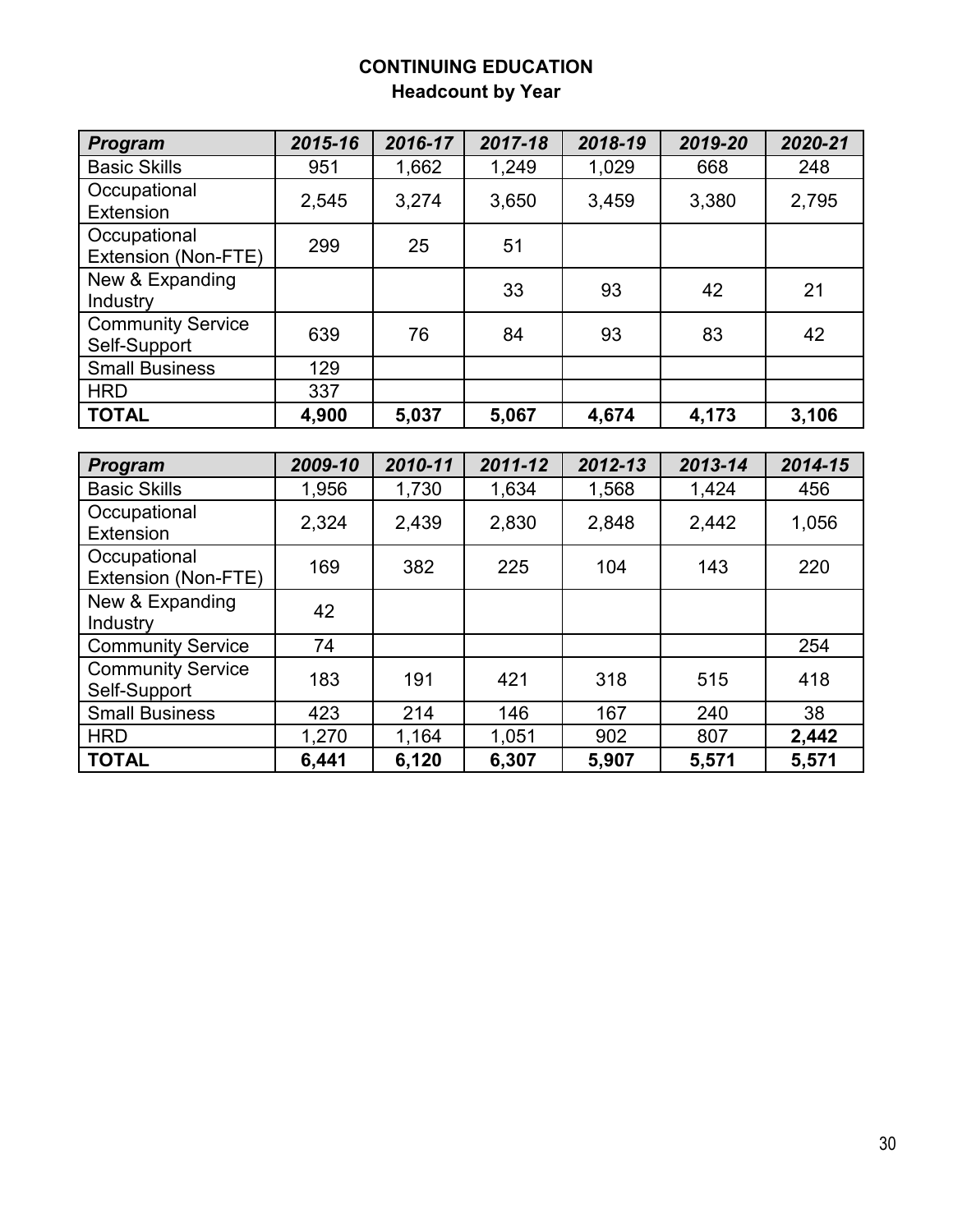# CONTINUING EDUCATION
## Headcount by Year

| *Program* | *2015-16* | *2016-17* | *2017-18* | *2018-19* | *2019-20* | *2020-21* |
|---|---|---|---|---|---|---|
| Basic Skills | 951 | 1,662 | 1,249 | 1,029 | 668 | 248 |
| Occupational Extension | 2,545 | 3,274 | 3,650 | 3,459 | 3,380 | 2,795 |
| Occupational Extension (Non-FTE) | 299 | 25 | 51 | | | |
| New & Expanding Industry | | | 33 | 93 | 42 | 21 |
| Community Service Self-Support | 639 | 76 | 84 | 93 | 83 | 42 |
| Small Business | 129 | | | | | |
| HRD | 337 | | | | | |
| **TOTAL** | **4,900** | **5,037** | **5,067** | **4,674** | **4,173** | **3,106** |

| *Program* | *2009-10* | *2010-11* | *2011-12* | *2012-13* | *2013-14* | *2014-15* |
|---|---|---|---|---|---|---|
| Basic Skills | 1,956 | 1,730 | 1,634 | 1,568 | 1,424 | 456 |
| Occupational Extension | 2,324 | 2,439 | 2,830 | 2,848 | 2,442 | 1,056 |
| Occupational Extension (Non-FTE) | 169 | 382 | 225 | 104 | 143 | 220 |
| New & Expanding Industry | 42 | | | | | |
| Community Service | 74 | | | | | 254 |
| Community Service Self-Support | 183 | 191 | 421 | 318 | 515 | 418 |
| Small Business | 423 | 214 | 146 | 167 | 240 | 38 |
| HRD | 1,270 | 1,164 | 1,051 | 902 | 807 | **2,442** |
| **TOTAL** | **6,441** | **6,120** | **6,307** | **5,907** | **5,571** | **5,571** |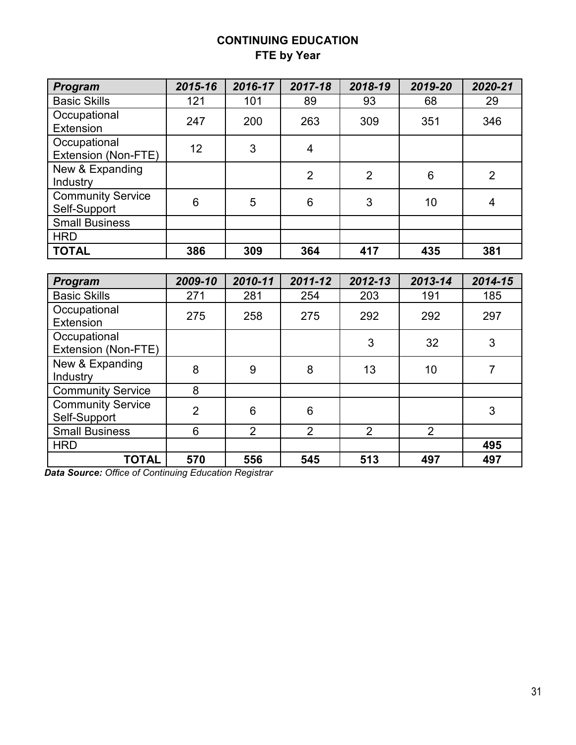**CONTINUING EDUCATION**
**FTE by Year**

| *Program* | *2015-16* | *2016-17* | *2017-18* | *2018-19* | *2019-20* | *2020-21* |
|---|---|---|---|---|---|---|
| Basic Skills | 121 | 101 | 89 | 93 | 68 | 29 |
| Occupational Extension | 247 | 200 | 263 | 309 | 351 | 346 |
| Occupational Extension (Non-FTE) | 12 | 3 | 4 | | | |
| New & Expanding Industry | | | 2 | 2 | 6 | 2 |
| Community Service Self-Support | 6 | 5 | 6 | 3 | 10 | 4 |
| Small Business | | | | | | |
| HRD | | | | | | |
| **TOTAL** | **386** | **309** | **364** | **417** | **435** | **381** |

| *Program* | *2009-10* | *2010-11* | *2011-12* | *2012-13* | *2013-14* | *2014-15* |
|---|---|---|---|---|---|---|
| Basic Skills | 271 | 281 | 254 | 203 | 191 | 185 |
| Occupational Extension | 275 | 258 | 275 | 292 | 292 | 297 |
| Occupational Extension (Non-FTE) | | | | 3 | 32 | 3 |
| New & Expanding Industry | 8 | 9 | 8 | 13 | 10 | 7 |
| Community Service | 8 | | | | | |
| Community Service Self-Support | 2 | 6 | 6 | | | 3 |
| Small Business | 6 | 2 | 2 | 2 | 2 | |
| HRD | | | | | | **495** |
| **TOTAL** | **570** | **556** | **545** | **513** | **497** | **497** |

***Data Source:*** *Office of Continuing Education Registrar*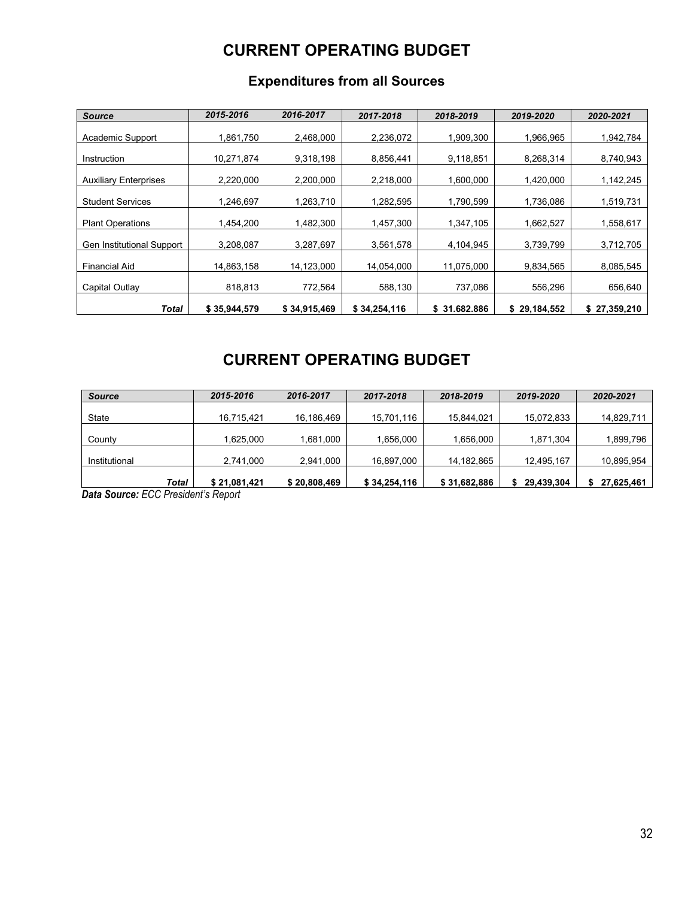# CURRENT OPERATING BUDGET

## Expenditures from all Sources

| *Source* | *2015-2016* | *2016-2017* | *2017-2018* | *2018-2019* | *2019-2020* | *2020-2021* |
|---|---|---|---|---|---|---|
| Academic Support | 1,861,750 | 2,468,000 | 2,236,072 | 1,909,300 | 1,966,965 | 1,942,784 |
| Instruction | 10,271,874 | 9,318,198 | 8,856,441 | 9,118,851 | 8,268,314 | 8,740,943 |
| Auxiliary Enterprises | 2,220,000 | 2,200,000 | 2,218,000 | 1,600,000 | 1,420,000 | 1,142,245 |
| Student Services | 1,246,697 | 1,263,710 | 1,282,595 | 1,790,599 | 1,736,086 | 1,519,731 |
| Plant Operations | 1,454,200 | 1,482,300 | 1,457,300 | 1,347,105 | 1,662,527 | 1,558,617 |
| Gen Institutional Support | 3,208,087 | 3,287,697 | 3,561,578 | 4,104,945 | 3,739,799 | 3,712,705 |
| Financial Aid | 14,863,158 | 14,123,000 | 14,054,000 | 11,075,000 | 9,834,565 | 8,085,545 |
| Capital Outlay | 818,813 | 772,564 | 588,130 | 737,086 | 556,296 | 656,640 |
| ***Total*** | **$ 35,944,579** | **$ 34,915,469** | **$ 34,254,116** | **$ 31.682.886** | **$ 29,184,552** | **$ 27,359,210** |

# CURRENT OPERATING BUDGET

| *Source* | *2015-2016* | *2016-2017* | *2017-2018* | *2018-2019* | *2019-2020* | *2020-2021* |
|---|---|---|---|---|---|---|
| State | 16,715,421 | 16,186,469 | 15,701,116 | 15,844,021 | 15,072,833 | 14,829,711 |
| County | 1,625,000 | 1,681,000 | 1,656,000 | 1,656,000 | 1,871,304 | 1,899,796 |
| Institutional | 2,741,000 | 2,941,000 | 16,897,000 | 14,182,865 | 12,495,167 | 10,895,954 |
| ***Total*** | **$ 21,081,421** | **$ 20,808,469** | **$ 34,254,116** | **$ 31,682,886** | **$ 29,439,304** | **$ 27,625,461** |

***Data Source:*** *ECC President's Report*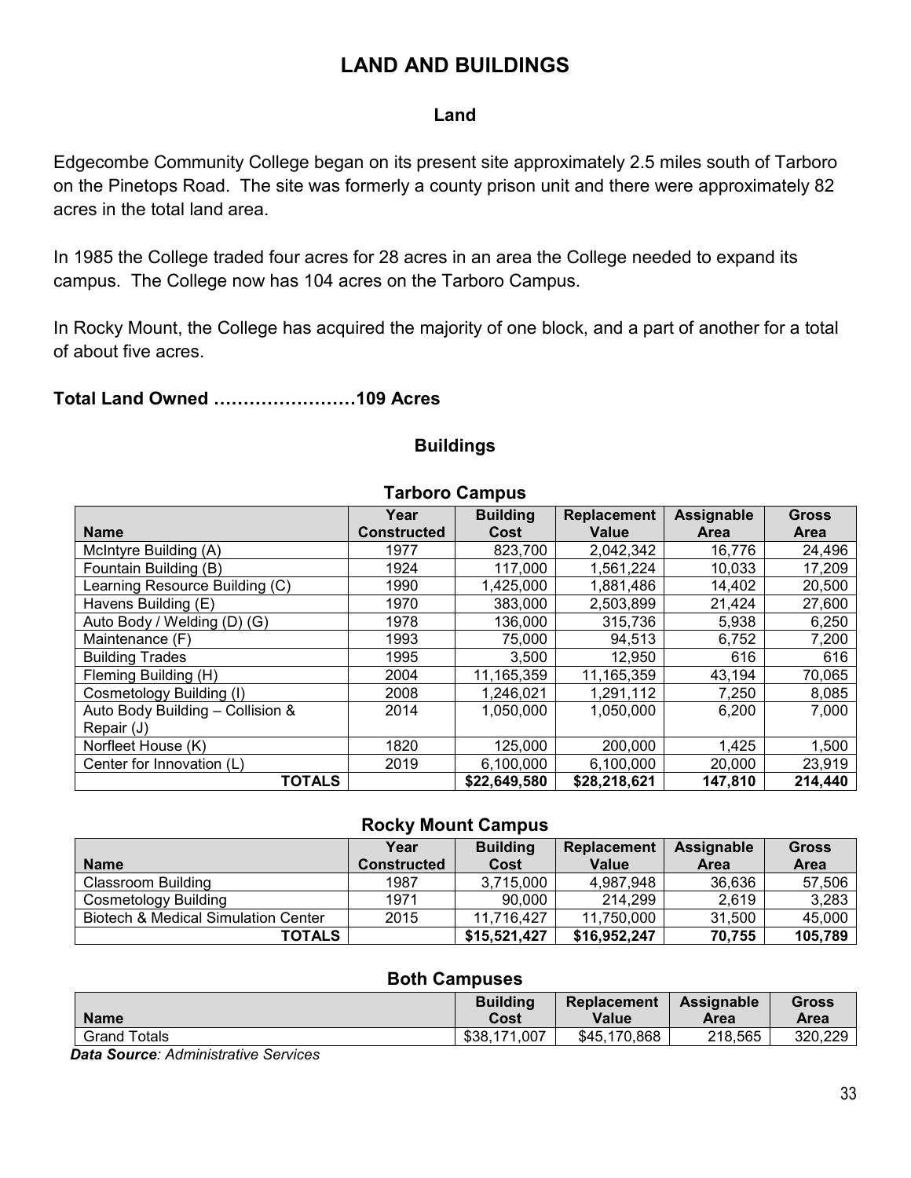# LAND AND BUILDINGS

## Land

Edgecombe Community College began on its present site approximately 2.5 miles south of Tarboro on the Pinetops Road. The site was formerly a county prison unit and there were approximately 82 acres in the total land area.

In 1985 the College traded four acres for 28 acres in an area the College needed to expand its campus. The College now has 104 acres on the Tarboro Campus.

In Rocky Mount, the College has acquired the majority of one block, and a part of another for a total of about five acres.

**Total Land Owned ……………………109 Acres**

## Buildings

### Tarboro Campus

| Name | Year Constructed | Building Cost | Replacement Value | Assignable Area | Gross Area |
|---|---|---|---|---|---|
| McIntyre Building (A) | 1977 | 823,700 | 2,042,342 | 16,776 | 24,496 |
| Fountain Building (B) | 1924 | 117,000 | 1,561,224 | 10,033 | 17,209 |
| Learning Resource Building (C) | 1990 | 1,425,000 | 1,881,486 | 14,402 | 20,500 |
| Havens Building (E) | 1970 | 383,000 | 2,503,899 | 21,424 | 27,600 |
| Auto Body / Welding (D) (G) | 1978 | 136,000 | 315,736 | 5,938 | 6,250 |
| Maintenance (F) | 1993 | 75,000 | 94,513 | 6,752 | 7,200 |
| Building Trades | 1995 | 3,500 | 12,950 | 616 | 616 |
| Fleming Building (H) | 2004 | 11,165,359 | 11,165,359 | 43,194 | 70,065 |
| Cosmetology Building (I) | 2008 | 1,246,021 | 1,291,112 | 7,250 | 8,085 |
| Auto Body Building – Collision & Repair (J) | 2014 | 1,050,000 | 1,050,000 | 6,200 | 7,000 |
| Norfleet House (K) | 1820 | 125,000 | 200,000 | 1,425 | 1,500 |
| Center for Innovation (L) | 2019 | 6,100,000 | 6,100,000 | 20,000 | 23,919 |
| **TOTALS** | | **$22,649,580** | **$28,218,621** | **147,810** | **214,440** |

### Rocky Mount Campus

| Name | Year Constructed | Building Cost | Replacement Value | Assignable Area | Gross Area |
|---|---|---|---|---|---|
| Classroom Building | 1987 | 3,715,000 | 4,987,948 | 36,636 | 57,506 |
| Cosmetology Building | 1971 | 90,000 | 214,299 | 2,619 | 3,283 |
| Biotech & Medical Simulation Center | 2015 | 11,716,427 | 11,750,000 | 31,500 | 45,000 |
| **TOTALS** | | **$15,521,427** | **$16,952,247** | **70,755** | **105,789** |

### Both Campuses

| Name | Building Cost | Replacement Value | Assignable Area | Gross Area |
|---|---|---|---|---|
| Grand Totals | $38,171,007 | $45,170,868 | 218,565 | 320,229 |

***Data Source**: Administrative Services*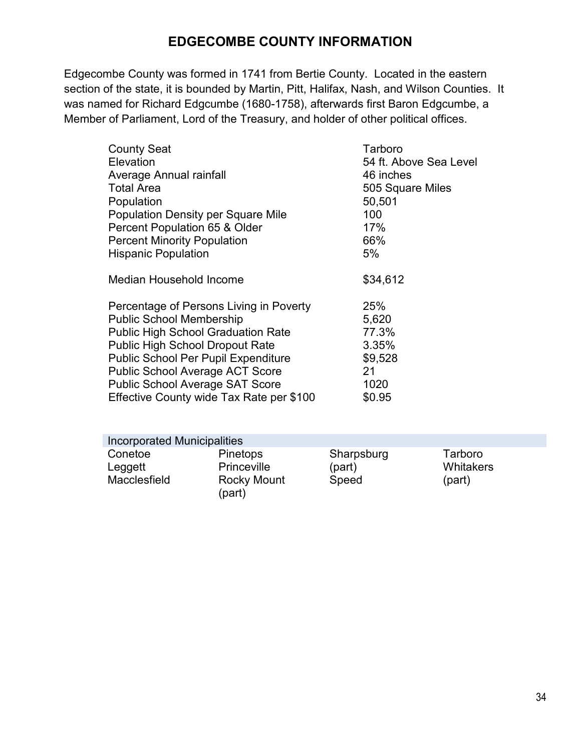# EDGECOMBE COUNTY INFORMATION

Edgecombe County was formed in 1741 from Bertie County. Located in the eastern section of the state, it is bounded by Martin, Pitt, Halifax, Nash, and Wilson Counties. It was named for Richard Edgcumbe (1680-1758), afterwards first Baron Edgcumbe, a Member of Parliament, Lord of the Treasury, and holder of other political offices.

| | |
|---|---|
| County Seat | Tarboro |
| Elevation | 54 ft. Above Sea Level |
| Average Annual rainfall | 46 inches |
| Total Area | 505 Square Miles |
| Population | 50,501 |
| Population Density per Square Mile | 100 |
| Percent Population 65 & Older | 17% |
| Percent Minority Population | 66% |
| Hispanic Population | 5% |
| Median Household Income | $34,612 |
| Percentage of Persons Living in Poverty | 25% |
| Public School Membership | 5,620 |
| Public High School Graduation Rate | 77.3% |
| Public High School Dropout Rate | 3.35% |
| Public School Per Pupil Expenditure | $9,528 |
| Public School Average ACT Score | 21 |
| Public School Average SAT Score | 1020 |
| Effective County wide Tax Rate per $100 | $0.95 |

| Incorporated Municipalities | | | |
|---|---|---|---|
| Conetoe | Pinetops | Sharpsburg (part) | Tarboro |
| Leggett | Princeville | Speed | Whitakers (part) |
| Macclesfield | Rocky Mount (part) | | |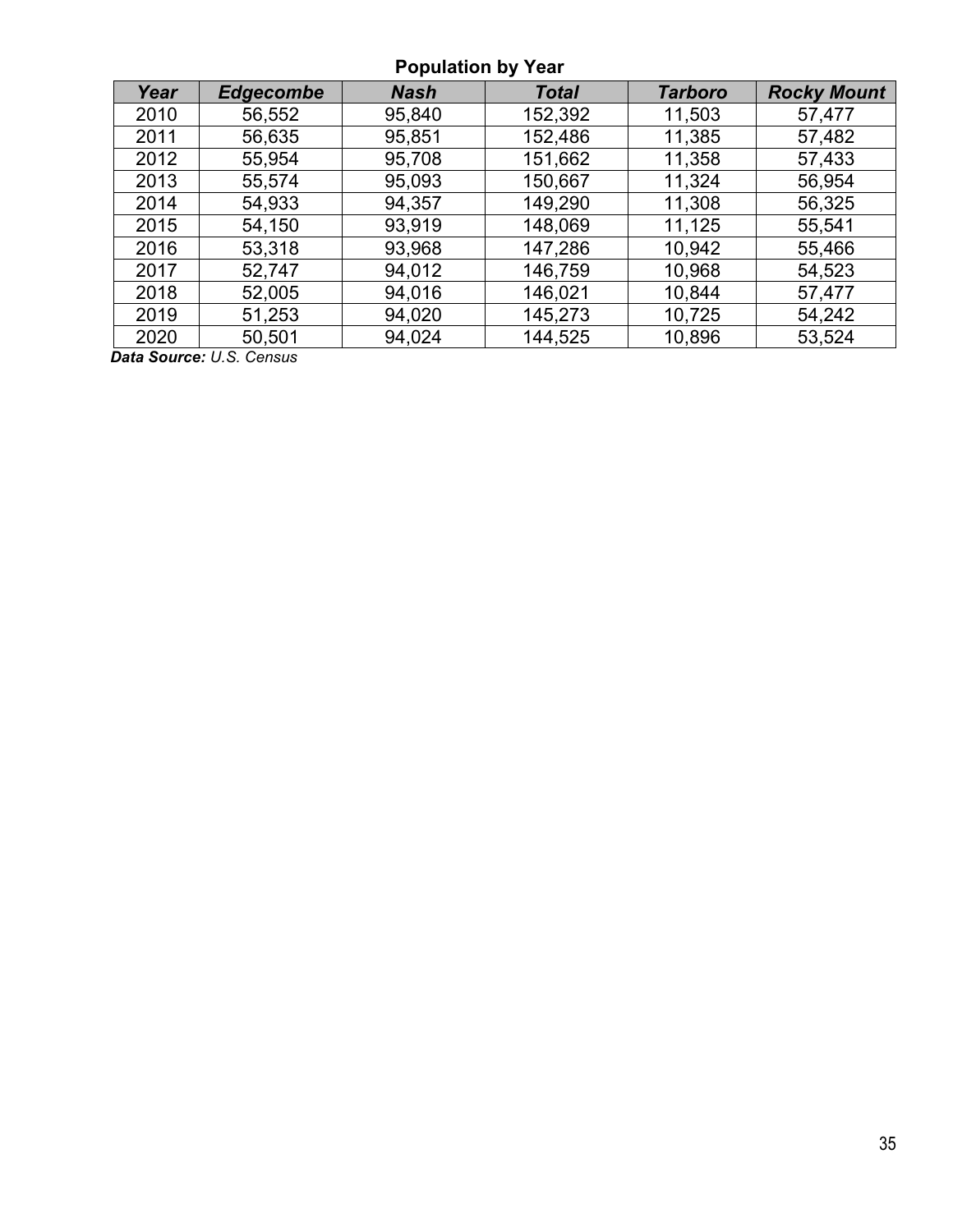**Population by Year**

| *Year* | *Edgecombe* | *Nash* | *Total* | *Tarboro* | *Rocky Mount* |
|---|---|---|---|---|---|
| 2010 | 56,552 | 95,840 | 152,392 | 11,503 | 57,477 |
| 2011 | 56,635 | 95,851 | 152,486 | 11,385 | 57,482 |
| 2012 | 55,954 | 95,708 | 151,662 | 11,358 | 57,433 |
| 2013 | 55,574 | 95,093 | 150,667 | 11,324 | 56,954 |
| 2014 | 54,933 | 94,357 | 149,290 | 11,308 | 56,325 |
| 2015 | 54,150 | 93,919 | 148,069 | 11,125 | 55,541 |
| 2016 | 53,318 | 93,968 | 147,286 | 10,942 | 55,466 |
| 2017 | 52,747 | 94,012 | 146,759 | 10,968 | 54,523 |
| 2018 | 52,005 | 94,016 | 146,021 | 10,844 | 57,477 |
| 2019 | 51,253 | 94,020 | 145,273 | 10,725 | 54,242 |
| 2020 | 50,501 | 94,024 | 144,525 | 10,896 | 53,524 |

***Data Source:*** *U.S. Census*